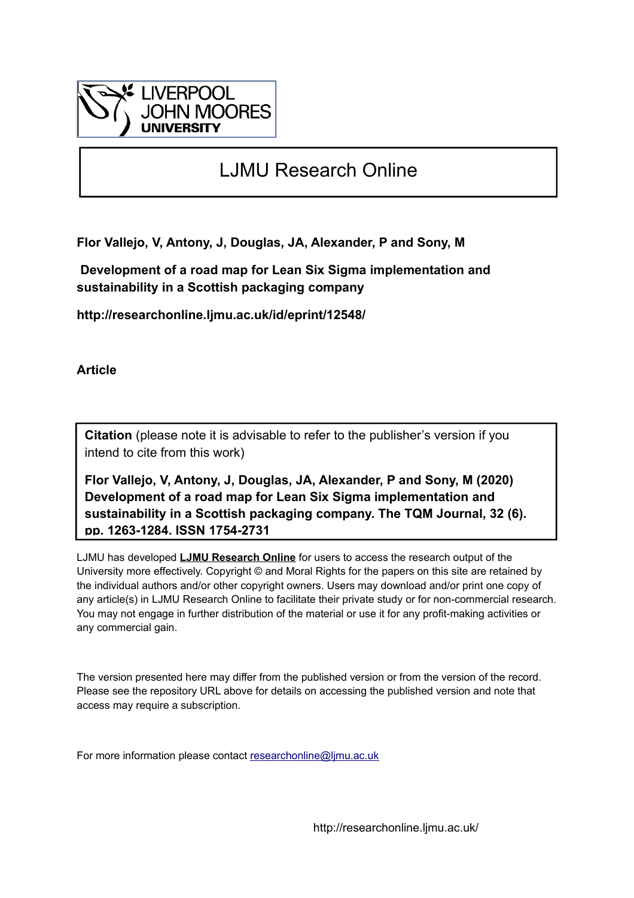LIVERPOOL JOHN MOORES UNIVERSITY

# LJMU Research Online

**Flor Vallejo, V, Antony, J, Douglas, JA, Alexander, P and Sony, M**

**Development of a road map for Lean Six Sigma implementation and sustainability in a Scottish packaging company**

**http://researchonline.ljmu.ac.uk/id/eprint/12548/**

**Article**

**Citation** (please note it is advisable to refer to the publisher's version if you intend to cite from this work)

**Flor Vallejo, V, Antony, J, Douglas, JA, Alexander, P and Sony, M (2020) Development of a road map for Lean Six Sigma implementation and sustainability in a Scottish packaging company. The TQM Journal, 32 (6). pp. 1263-1284. ISSN 1754-2731**

LJMU has developed **LJMU Research Online** for users to access the research output of the University more effectively. Copyright © and Moral Rights for the papers on this site are retained by the individual authors and/or other copyright owners. Users may download and/or print one copy of any article(s) in LJMU Research Online to facilitate their private study or for non-commercial research. You may not engage in further distribution of the material or use it for any profit-making activities or any commercial gain.

The version presented here may differ from the published version or from the version of the record. Please see the repository URL above for details on accessing the published version and note that access may require a subscription.

For more information please contact researchonline@ljmu.ac.uk

http://researchonline.ljmu.ac.uk/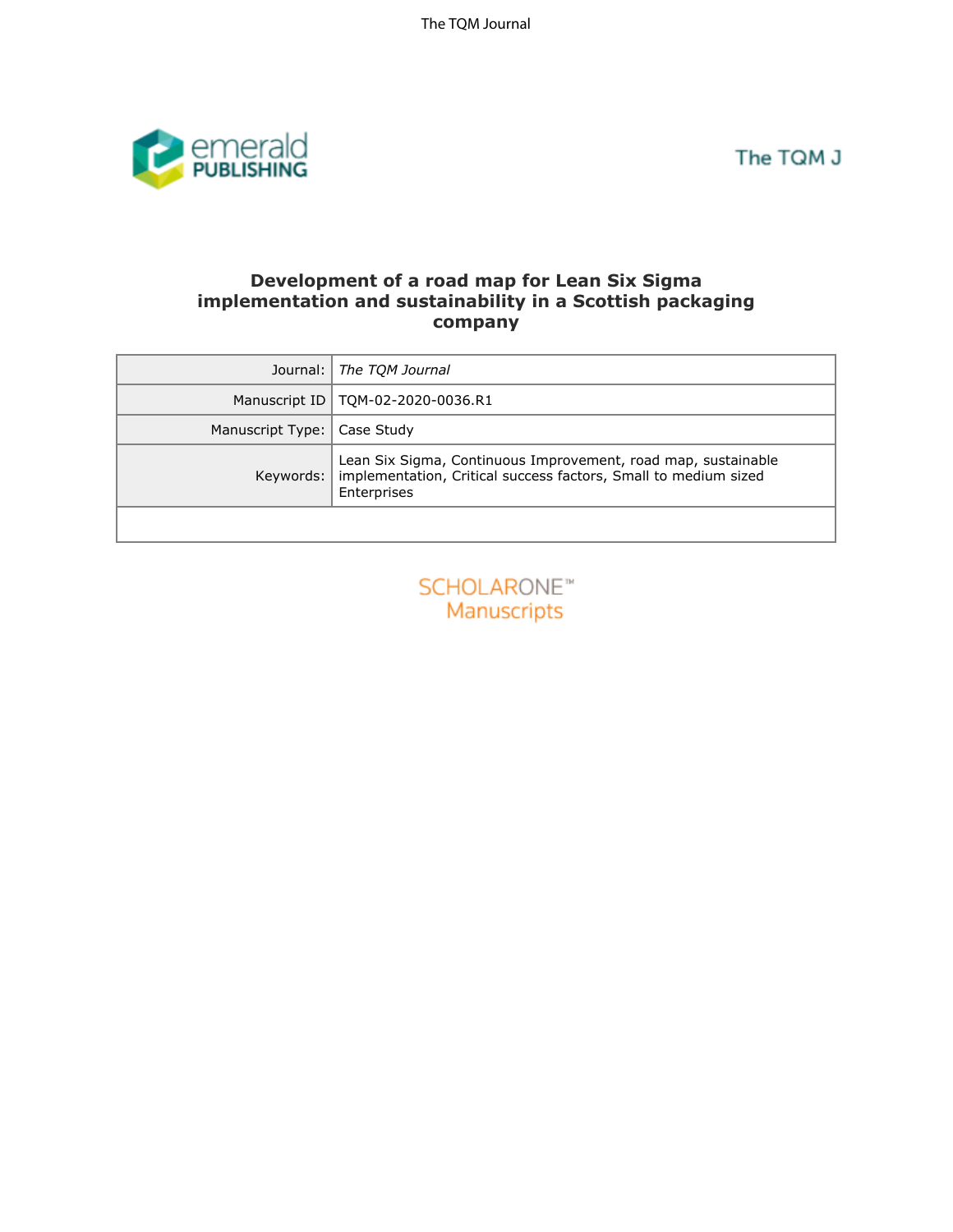# Development of a road map for Lean Six Sigma implementation and sustainability in a Scottish packaging company

| | |
|---|---|
| Journal: | *The TQM Journal* |
| Manuscript ID | TQM-02-2020-0036.R1 |
| Manuscript Type: | Case Study |
| Keywords: | Lean Six Sigma, Continuous Improvement, road map, sustainable implementation, Critical success factors, Small to medium sized Enterprises |
| | |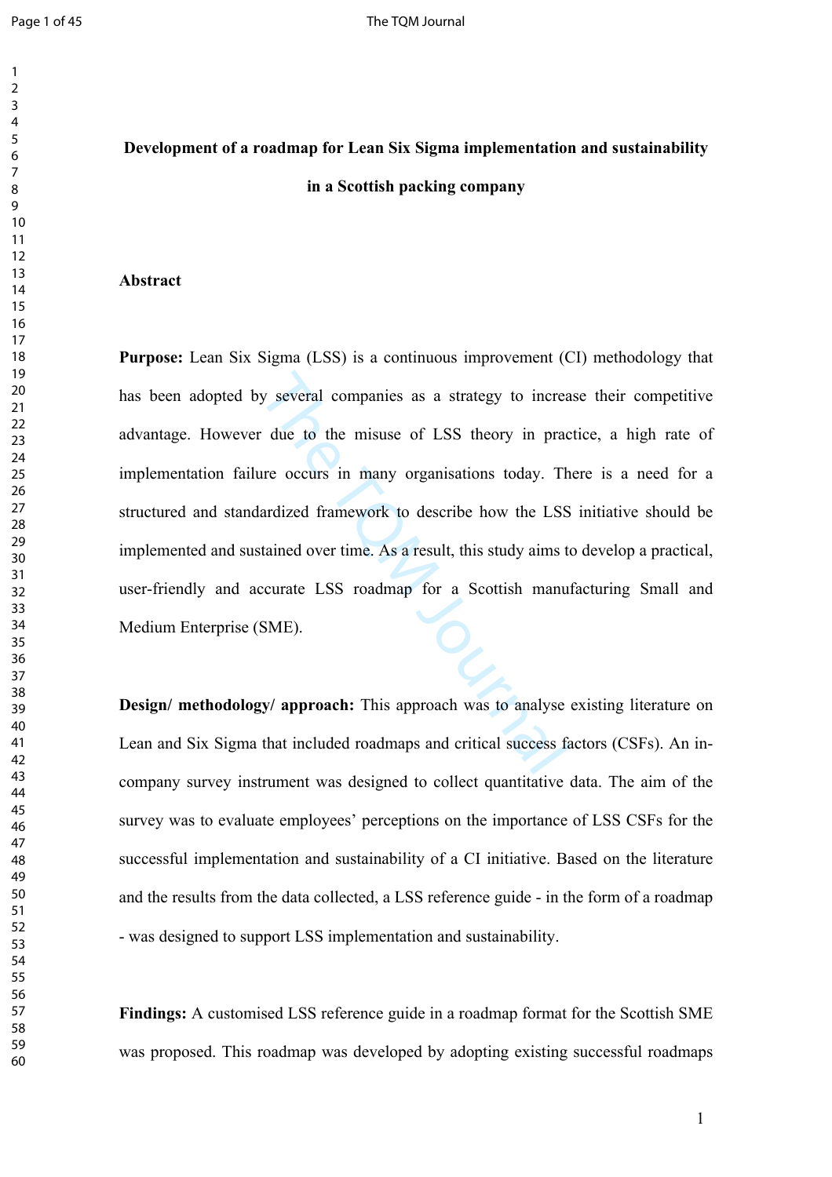**Development of a roadmap for Lean Six Sigma implementation and sustainability in a Scottish packing company**

**Abstract**

**Purpose:** Lean Six Sigma (LSS) is a continuous improvement (CI) methodology that has been adopted by several companies as a strategy to increase their competitive advantage. However due to the misuse of LSS theory in practice, a high rate of implementation failure occurs in many organisations today. There is a need for a structured and standardized framework to describe how the LSS initiative should be implemented and sustained over time. As a result, this study aims to develop a practical, user-friendly and accurate LSS roadmap for a Scottish manufacturing Small and Medium Enterprise (SME).

**Design/ methodology/ approach:** This approach was to analyse existing literature on Lean and Six Sigma that included roadmaps and critical success factors (CSFs). An in-company survey instrument was designed to collect quantitative data. The aim of the survey was to evaluate employees' perceptions on the importance of LSS CSFs for the successful implementation and sustainability of a CI initiative. Based on the literature and the results from the data collected, a LSS reference guide - in the form of a roadmap - was designed to support LSS implementation and sustainability.

**Findings:** A customised LSS reference guide in a roadmap format for the Scottish SME was proposed. This roadmap was developed by adopting existing successful roadmaps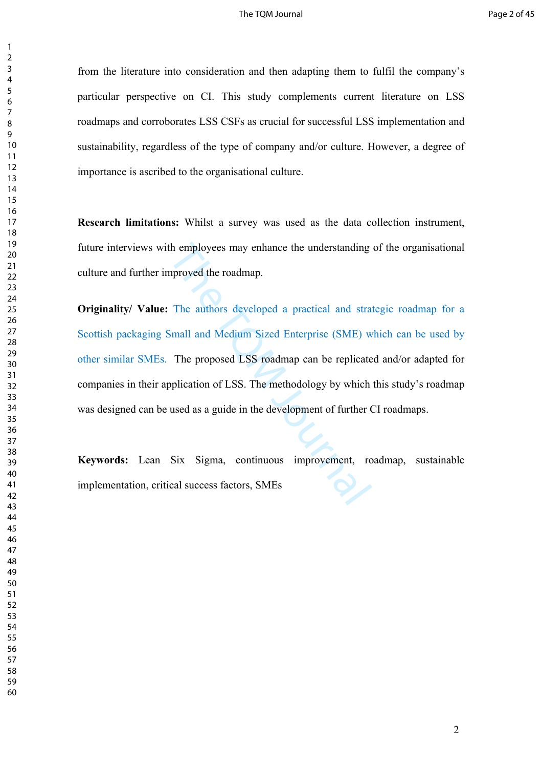from the literature into consideration and then adapting them to fulfil the company's particular perspective on CI. This study complements current literature on LSS roadmaps and corroborates LSS CSFs as crucial for successful LSS implementation and sustainability, regardless of the type of company and/or culture. However, a degree of importance is ascribed to the organisational culture.

**Research limitations:** Whilst a survey was used as the data collection instrument, future interviews with employees may enhance the understanding of the organisational culture and further improved the roadmap.

**Originality/ Value:** The authors developed a practical and strategic roadmap for a Scottish packaging Small and Medium Sized Enterprise (SME) which can be used by other similar SMEs. The proposed LSS roadmap can be replicated and/or adapted for companies in their application of LSS. The methodology by which this study's roadmap was designed can be used as a guide in the development of further CI roadmaps.

**Keywords:** Lean Six Sigma, continuous improvement, roadmap, sustainable implementation, critical success factors, SMEs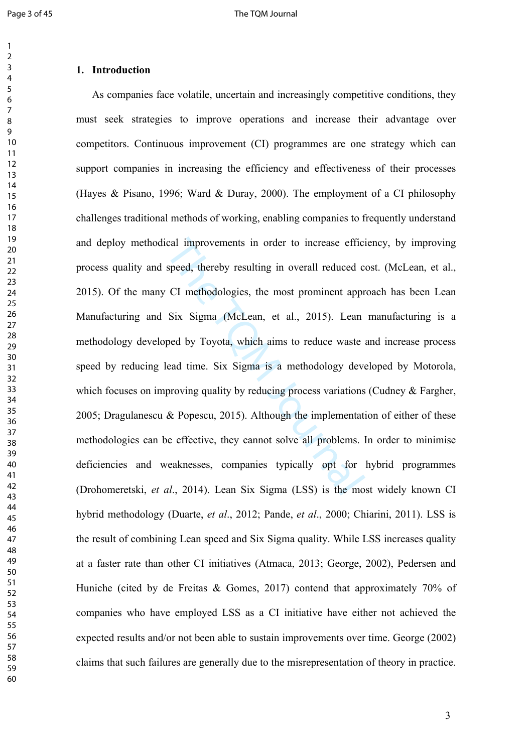## 1. Introduction

As companies face volatile, uncertain and increasingly competitive conditions, they must seek strategies to improve operations and increase their advantage over competitors. Continuous improvement (CI) programmes are one strategy which can support companies in increasing the efficiency and effectiveness of their processes (Hayes & Pisano, 1996; Ward & Duray, 2000). The employment of a CI philosophy challenges traditional methods of working, enabling companies to frequently understand and deploy methodical improvements in order to increase efficiency, by improving process quality and speed, thereby resulting in overall reduced cost. (McLean, et al., 2015). Of the many CI methodologies, the most prominent approach has been Lean Manufacturing and Six Sigma (McLean, et al., 2015). Lean manufacturing is a methodology developed by Toyota, which aims to reduce waste and increase process speed by reducing lead time. Six Sigma is a methodology developed by Motorola, which focuses on improving quality by reducing process variations (Cudney & Fargher, 2005; Dragulanescu & Popescu, 2015). Although the implementation of either of these methodologies can be effective, they cannot solve all problems. In order to minimise deficiencies and weaknesses, companies typically opt for hybrid programmes (Drohomeretski, *et al*., 2014). Lean Six Sigma (LSS) is the most widely known CI hybrid methodology (Duarte, *et al*., 2012; Pande, *et al*., 2000; Chiarini, 2011). LSS is the result of combining Lean speed and Six Sigma quality. While LSS increases quality at a faster rate than other CI initiatives (Atmaca, 2013; George, 2002), Pedersen and Huniche (cited by de Freitas & Gomes, 2017) contend that approximately 70% of companies who have employed LSS as a CI initiative have either not achieved the expected results and/or not been able to sustain improvements over time. George (2002) claims that such failures are generally due to the misrepresentation of theory in practice.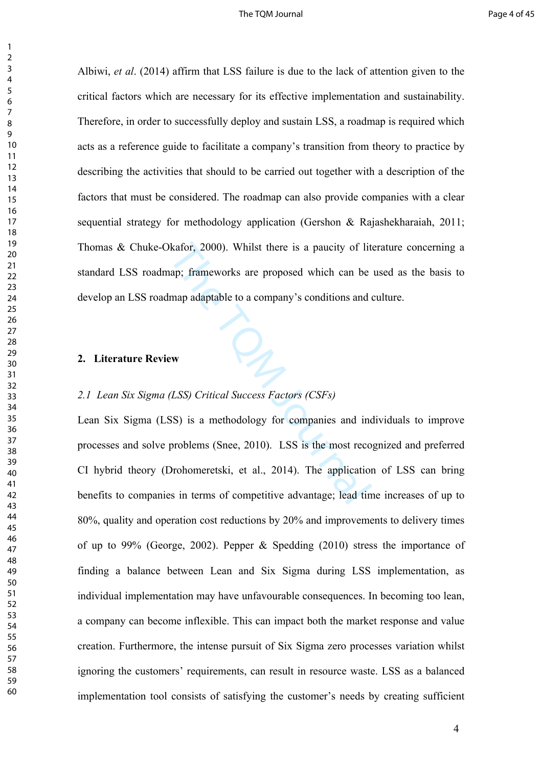Albiwi, *et al*. (2014) affirm that LSS failure is due to the lack of attention given to the critical factors which are necessary for its effective implementation and sustainability. Therefore, in order to successfully deploy and sustain LSS, a roadmap is required which acts as a reference guide to facilitate a company's transition from theory to practice by describing the activities that should to be carried out together with a description of the factors that must be considered. The roadmap can also provide companies with a clear sequential strategy for methodology application (Gershon & Rajashekharaiah, 2011; Thomas & Chuke-Okafor, 2000). Whilst there is a paucity of literature concerning a standard LSS roadmap; frameworks are proposed which can be used as the basis to develop an LSS roadmap adaptable to a company's conditions and culture.

## 2. Literature Review

### *2.1 Lean Six Sigma (LSS) Critical Success Factors (CSFs)*

Lean Six Sigma (LSS) is a methodology for companies and individuals to improve processes and solve problems (Snee, 2010). LSS is the most recognized and preferred CI hybrid theory (Drohomeretski, et al., 2014). The application of LSS can bring benefits to companies in terms of competitive advantage; lead time increases of up to 80%, quality and operation cost reductions by 20% and improvements to delivery times of up to 99% (George, 2002). Pepper & Spedding (2010) stress the importance of finding a balance between Lean and Six Sigma during LSS implementation, as individual implementation may have unfavourable consequences. In becoming too lean, a company can become inflexible. This can impact both the market response and value creation. Furthermore, the intense pursuit of Six Sigma zero processes variation whilst ignoring the customers' requirements, can result in resource waste. LSS as a balanced implementation tool consists of satisfying the customer's needs by creating sufficient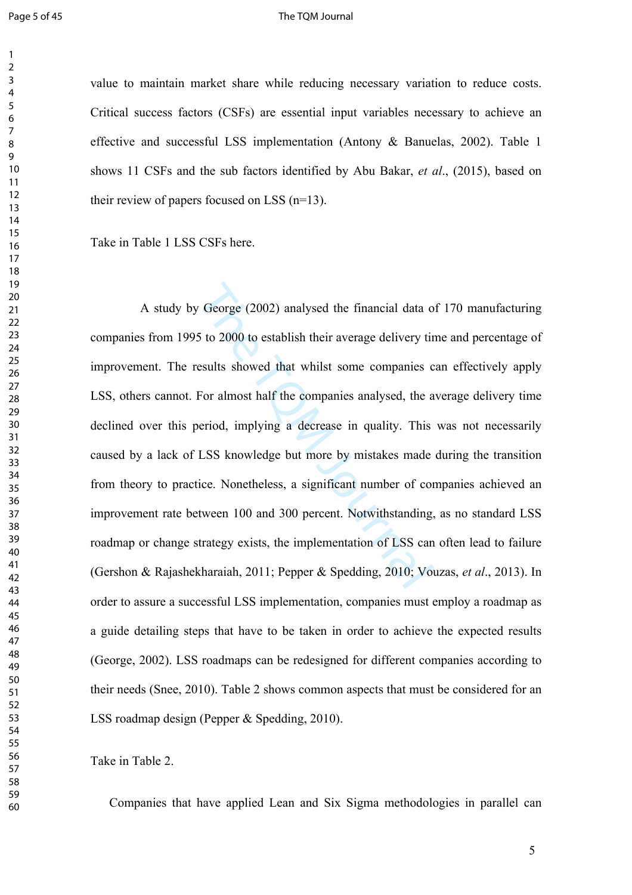value to maintain market share while reducing necessary variation to reduce costs. Critical success factors (CSFs) are essential input variables necessary to achieve an effective and successful LSS implementation (Antony & Banuelas, 2002). Table 1 shows 11 CSFs and the sub factors identified by Abu Bakar, *et al*., (2015), based on their review of papers focused on LSS (n=13).

Take in Table 1 LSS CSFs here.

A study by George (2002) analysed the financial data of 170 manufacturing companies from 1995 to 2000 to establish their average delivery time and percentage of improvement. The results showed that whilst some companies can effectively apply LSS, others cannot. For almost half the companies analysed, the average delivery time declined over this period, implying a decrease in quality. This was not necessarily caused by a lack of LSS knowledge but more by mistakes made during the transition from theory to practice. Nonetheless, a significant number of companies achieved an improvement rate between 100 and 300 percent. Notwithstanding, as no standard LSS roadmap or change strategy exists, the implementation of LSS can often lead to failure (Gershon & Rajashekharaiah, 2011; Pepper & Spedding, 2010; Vouzas, *et al*., 2013). In order to assure a successful LSS implementation, companies must employ a roadmap as a guide detailing steps that have to be taken in order to achieve the expected results (George, 2002). LSS roadmaps can be redesigned for different companies according to their needs (Snee, 2010). Table 2 shows common aspects that must be considered for an LSS roadmap design (Pepper & Spedding, 2010).

Take in Table 2.

Companies that have applied Lean and Six Sigma methodologies in parallel can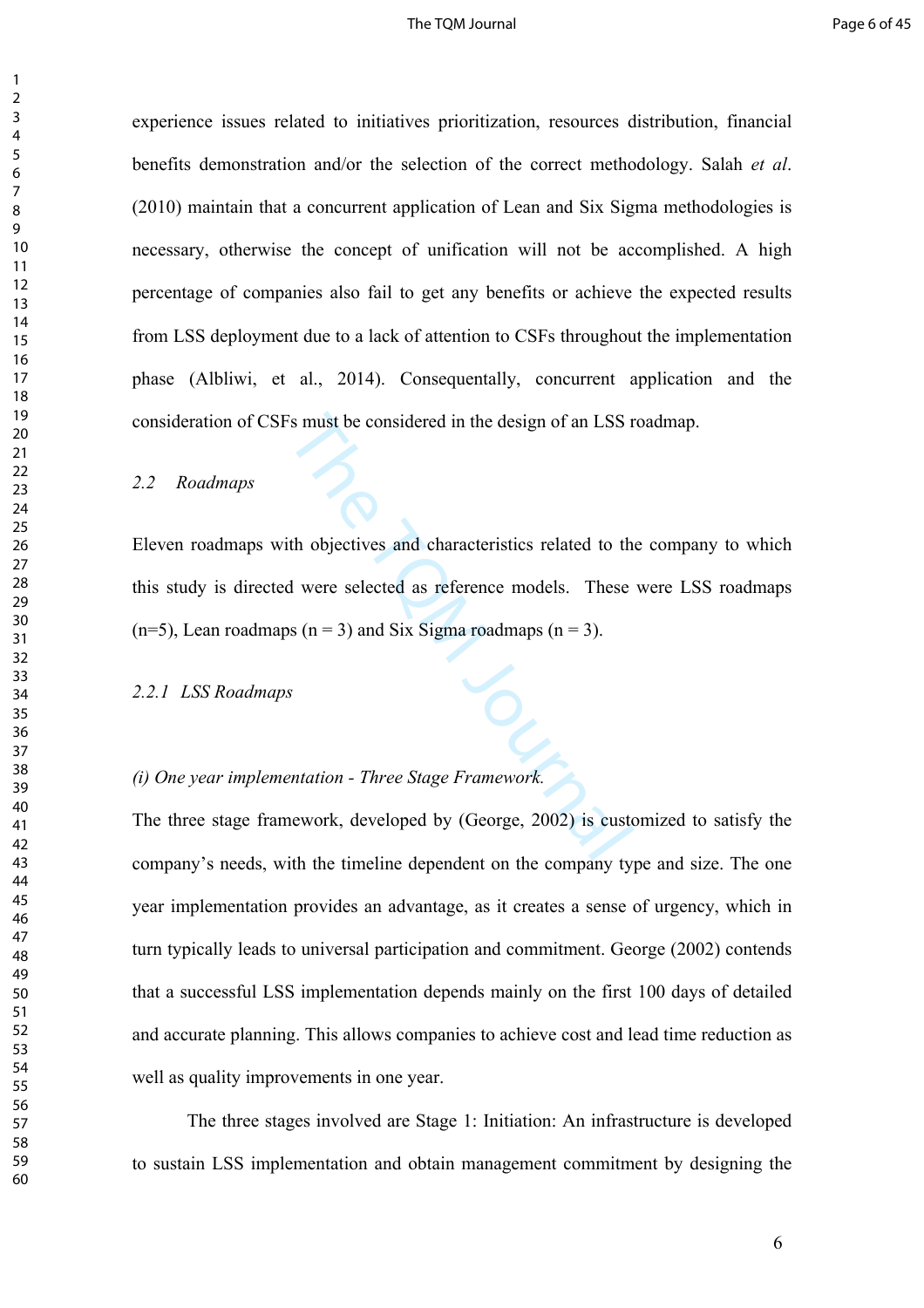experience issues related to initiatives prioritization, resources distribution, financial benefits demonstration and/or the selection of the correct methodology. Salah *et al*. (2010) maintain that a concurrent application of Lean and Six Sigma methodologies is necessary, otherwise the concept of unification will not be accomplished. A high percentage of companies also fail to get any benefits or achieve the expected results from LSS deployment due to a lack of attention to CSFs throughout the implementation phase (Albliwi, et al., 2014). Consequentally, concurrent application and the consideration of CSFs must be considered in the design of an LSS roadmap.

### *2.2 Roadmaps*

Eleven roadmaps with objectives and characteristics related to the company to which this study is directed were selected as reference models. These were LSS roadmaps (n=5), Lean roadmaps (n = 3) and Six Sigma roadmaps (n = 3).

#### *2.2.1 LSS Roadmaps*

*(i) One year implementation - Three Stage Framework.*

The three stage framework, developed by (George, 2002) is customized to satisfy the company's needs, with the timeline dependent on the company type and size. The one year implementation provides an advantage, as it creates a sense of urgency, which in turn typically leads to universal participation and commitment. George (2002) contends that a successful LSS implementation depends mainly on the first 100 days of detailed and accurate planning. This allows companies to achieve cost and lead time reduction as well as quality improvements in one year.

The three stages involved are Stage 1: Initiation: An infrastructure is developed to sustain LSS implementation and obtain management commitment by designing the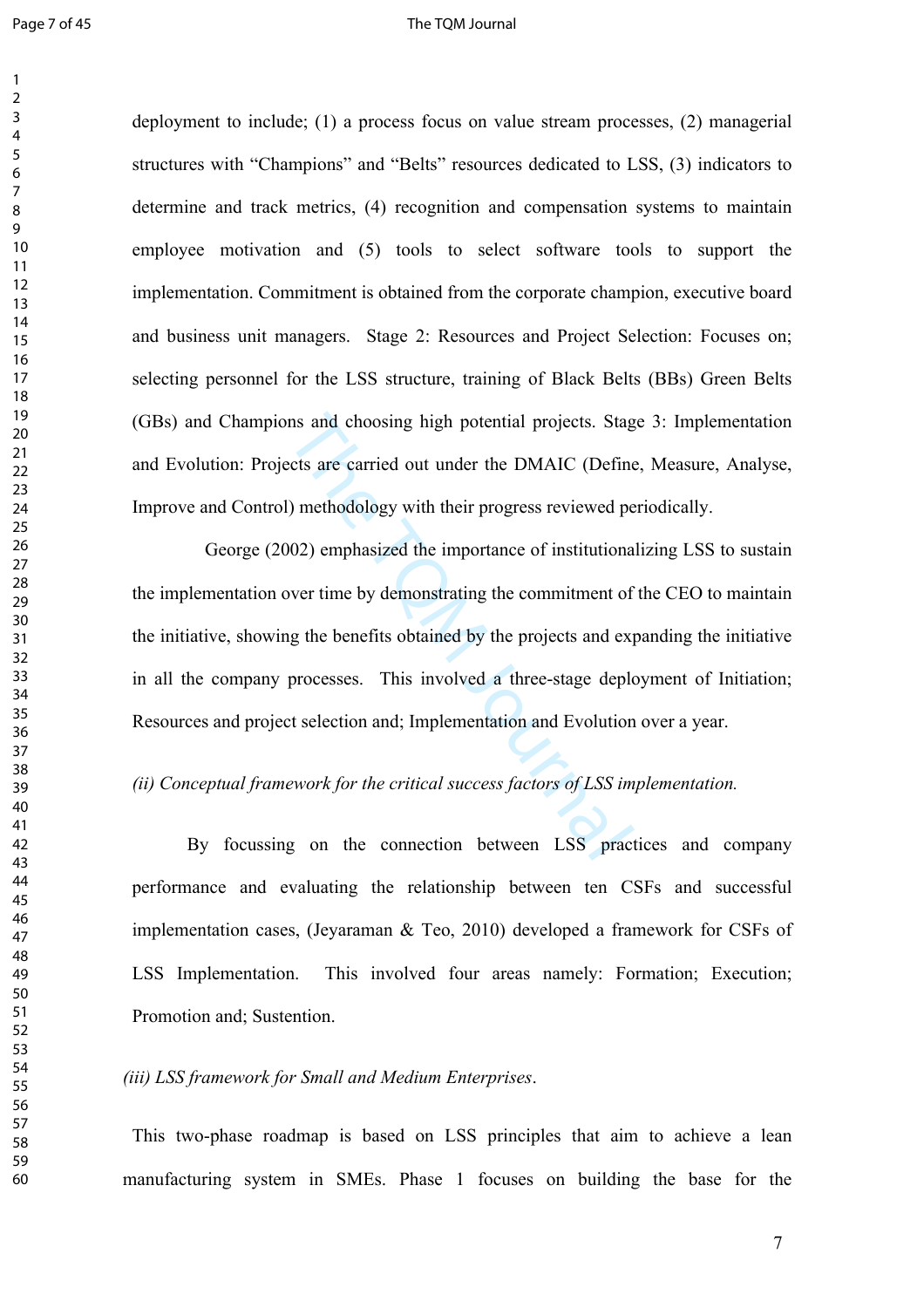deployment to include; (1) a process focus on value stream processes, (2) managerial structures with "Champions" and "Belts" resources dedicated to LSS, (3) indicators to determine and track metrics, (4) recognition and compensation systems to maintain employee motivation and (5) tools to select software tools to support the implementation. Commitment is obtained from the corporate champion, executive board and business unit managers. Stage 2: Resources and Project Selection: Focuses on; selecting personnel for the LSS structure, training of Black Belts (BBs) Green Belts (GBs) and Champions and choosing high potential projects. Stage 3: Implementation and Evolution: Projects are carried out under the DMAIC (Define, Measure, Analyse, Improve and Control) methodology with their progress reviewed periodically.

George (2002) emphasized the importance of institutionalizing LSS to sustain the implementation over time by demonstrating the commitment of the CEO to maintain the initiative, showing the benefits obtained by the projects and expanding the initiative in all the company processes. This involved a three-stage deployment of Initiation; Resources and project selection and; Implementation and Evolution over a year.

*(ii) Conceptual framework for the critical success factors of LSS implementation.*

By focussing on the connection between LSS practices and company performance and evaluating the relationship between ten CSFs and successful implementation cases, (Jeyaraman & Teo, 2010) developed a framework for CSFs of LSS Implementation. This involved four areas namely: Formation; Execution; Promotion and; Sustention.

*(iii) LSS framework for Small and Medium Enterprises*.

This two-phase roadmap is based on LSS principles that aim to achieve a lean manufacturing system in SMEs. Phase 1 focuses on building the base for the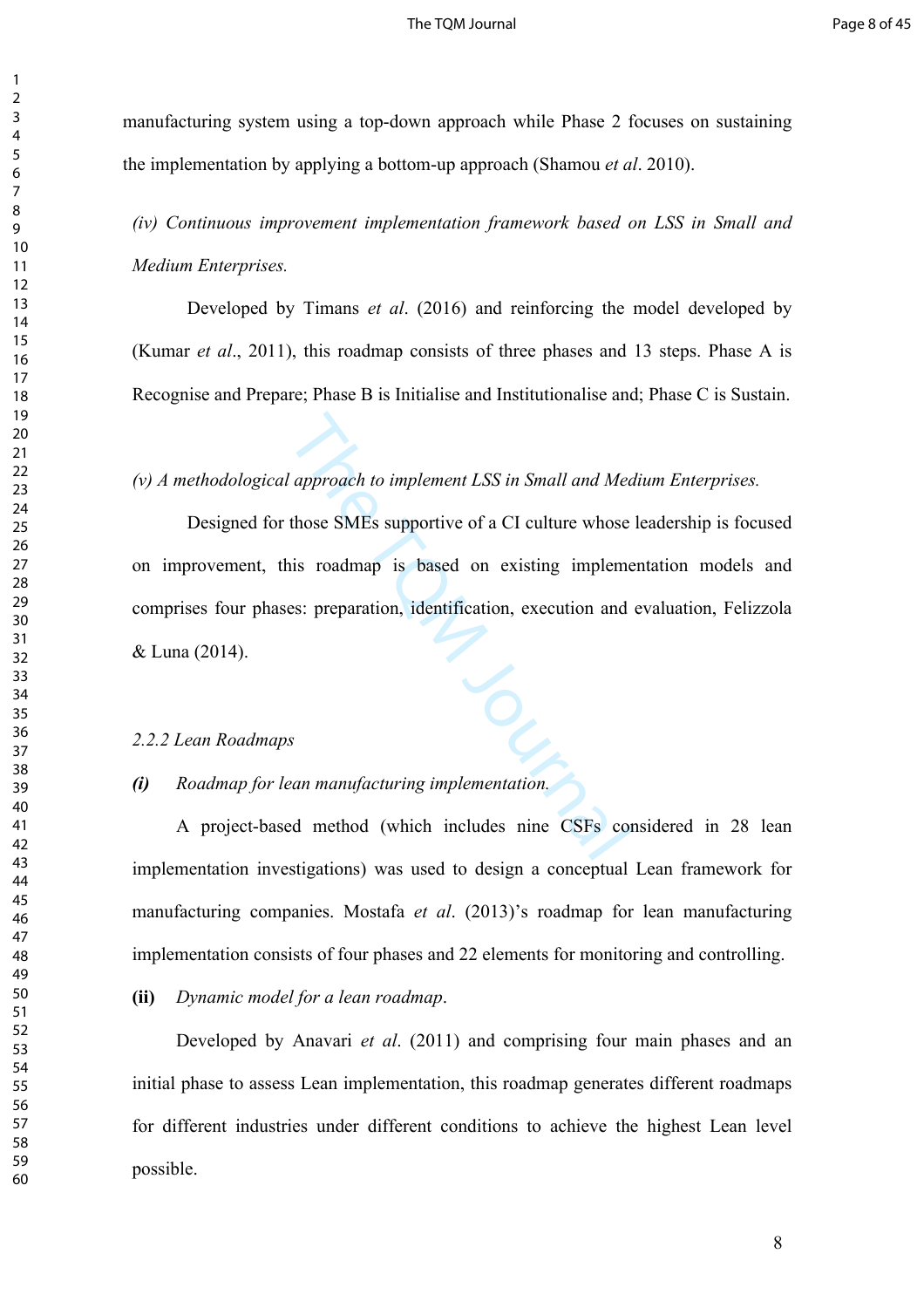manufacturing system using a top-down approach while Phase 2 focuses on sustaining the implementation by applying a bottom-up approach (Shamou *et al*. 2010).

*(iv) Continuous improvement implementation framework based on LSS in Small and Medium Enterprises.*

Developed by Timans *et al*. (2016) and reinforcing the model developed by (Kumar *et al*., 2011), this roadmap consists of three phases and 13 steps. Phase A is Recognise and Prepare; Phase B is Initialise and Institutionalise and; Phase C is Sustain.

*(v) A methodological approach to implement LSS in Small and Medium Enterprises.*

Designed for those SMEs supportive of a CI culture whose leadership is focused on improvement, this roadmap is based on existing implementation models and comprises four phases: preparation, identification, execution and evaluation, Felizzola & Luna (2014).

### *2.2.2 Lean Roadmaps*

***(i)*** *Roadmap for lean manufacturing implementation.*

A project-based method (which includes nine CSFs considered in 28 lean implementation investigations) was used to design a conceptual Lean framework for manufacturing companies. Mostafa *et al*. (2013)'s roadmap for lean manufacturing implementation consists of four phases and 22 elements for monitoring and controlling.

**(ii)** *Dynamic model for a lean roadmap*.

Developed by Anavari *et al*. (2011) and comprising four main phases and an initial phase to assess Lean implementation, this roadmap generates different roadmaps for different industries under different conditions to achieve the highest Lean level possible.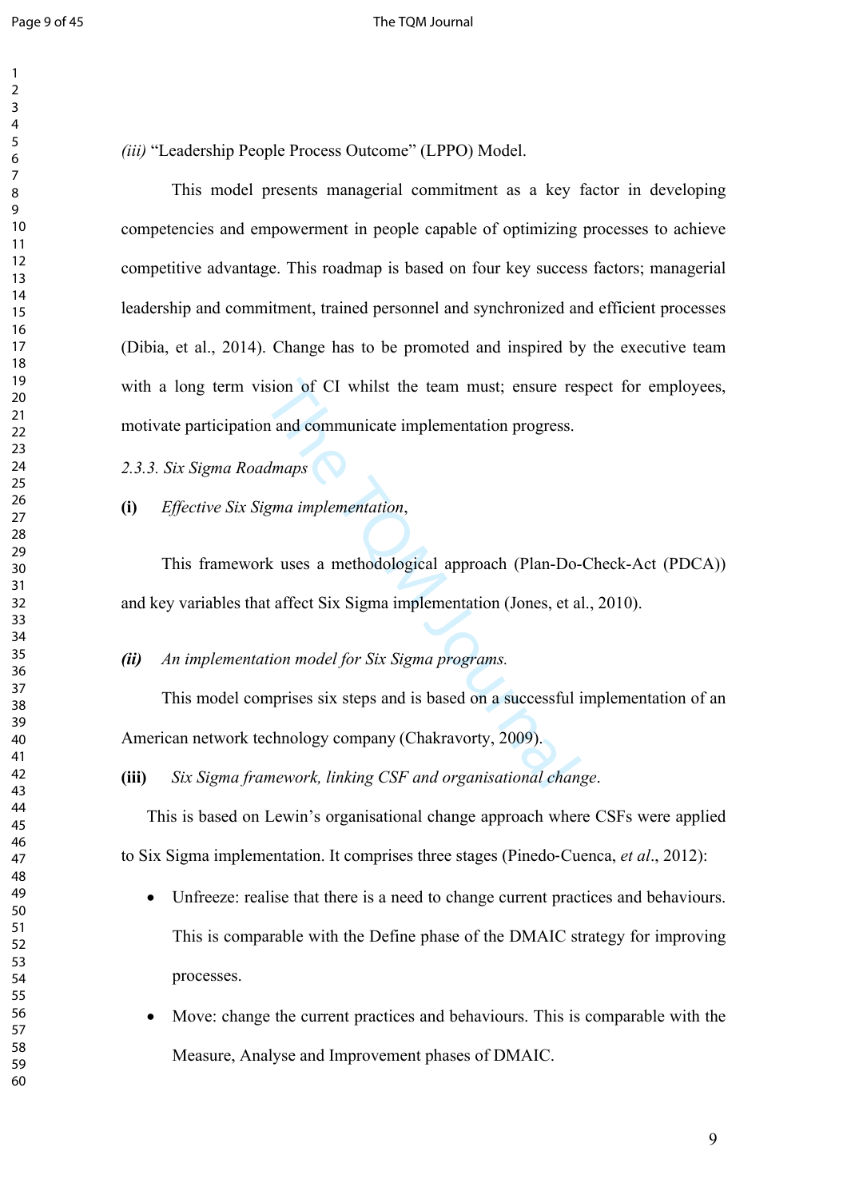*(iii)* "Leadership People Process Outcome" (LPPO) Model.

This model presents managerial commitment as a key factor in developing competencies and empowerment in people capable of optimizing processes to achieve competitive advantage. This roadmap is based on four key success factors; managerial leadership and commitment, trained personnel and synchronized and efficient processes (Dibia, et al., 2014). Change has to be promoted and inspired by the executive team with a long term vision of CI whilst the team must; ensure respect for employees, motivate participation and communicate implementation progress.

*2.3.3. Six Sigma Roadmaps*

**(i)** *Effective Six Sigma implementation*,

This framework uses a methodological approach (Plan-Do-Check-Act (PDCA)) and key variables that affect Six Sigma implementation (Jones, et al., 2010).

***(ii)*** *An implementation model for Six Sigma programs.*

This model comprises six steps and is based on a successful implementation of an American network technology company (Chakravorty, 2009).

**(iii)** *Six Sigma framework, linking CSF and organisational change*.

This is based on Lewin's organisational change approach where CSFs were applied to Six Sigma implementation. It comprises three stages (Pinedo-Cuenca, *et al*., 2012):

- Unfreeze: realise that there is a need to change current practices and behaviours. This is comparable with the Define phase of the DMAIC strategy for improving processes.
- Move: change the current practices and behaviours. This is comparable with the Measure, Analyse and Improvement phases of DMAIC.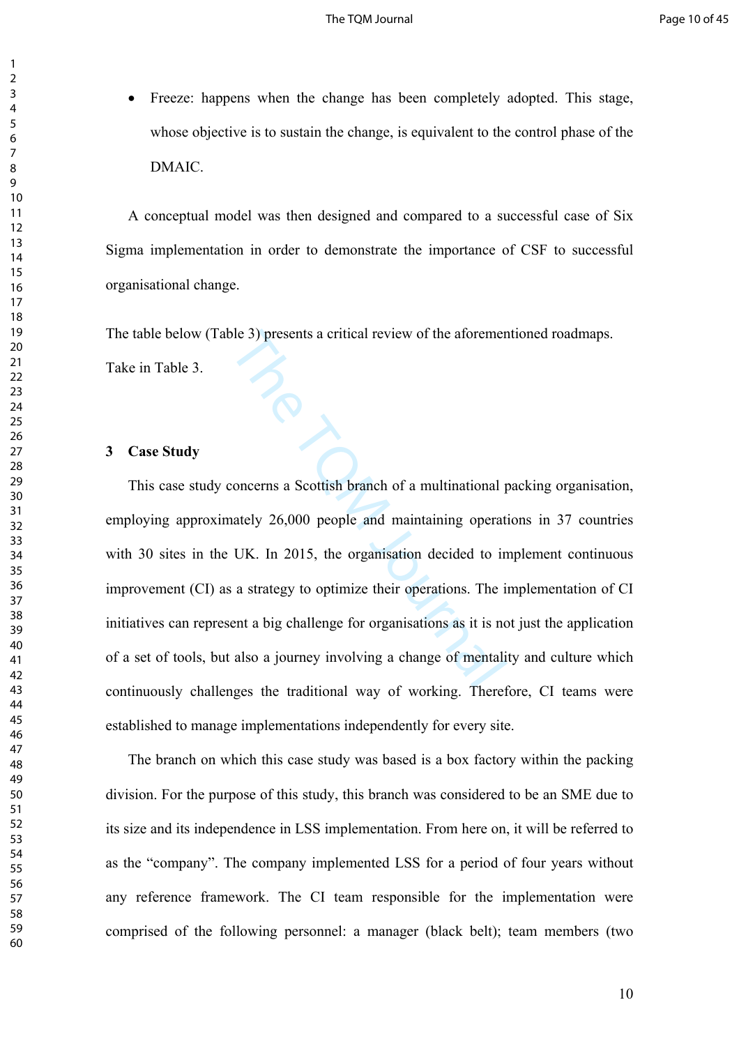- Freeze: happens when the change has been completely adopted. This stage, whose objective is to sustain the change, is equivalent to the control phase of the DMAIC.

A conceptual model was then designed and compared to a successful case of Six Sigma implementation in order to demonstrate the importance of CSF to successful organisational change.

The table below (Table 3) presents a critical review of the aforementioned roadmaps.

Take in Table 3.

## 3 Case Study

This case study concerns a Scottish branch of a multinational packing organisation, employing approximately 26,000 people and maintaining operations in 37 countries with 30 sites in the UK. In 2015, the organisation decided to implement continuous improvement (CI) as a strategy to optimize their operations. The implementation of CI initiatives can represent a big challenge for organisations as it is not just the application of a set of tools, but also a journey involving a change of mentality and culture which continuously challenges the traditional way of working. Therefore, CI teams were established to manage implementations independently for every site.

The branch on which this case study was based is a box factory within the packing division. For the purpose of this study, this branch was considered to be an SME due to its size and its independence in LSS implementation. From here on, it will be referred to as the "company". The company implemented LSS for a period of four years without any reference framework. The CI team responsible for the implementation were comprised of the following personnel: a manager (black belt); team members (two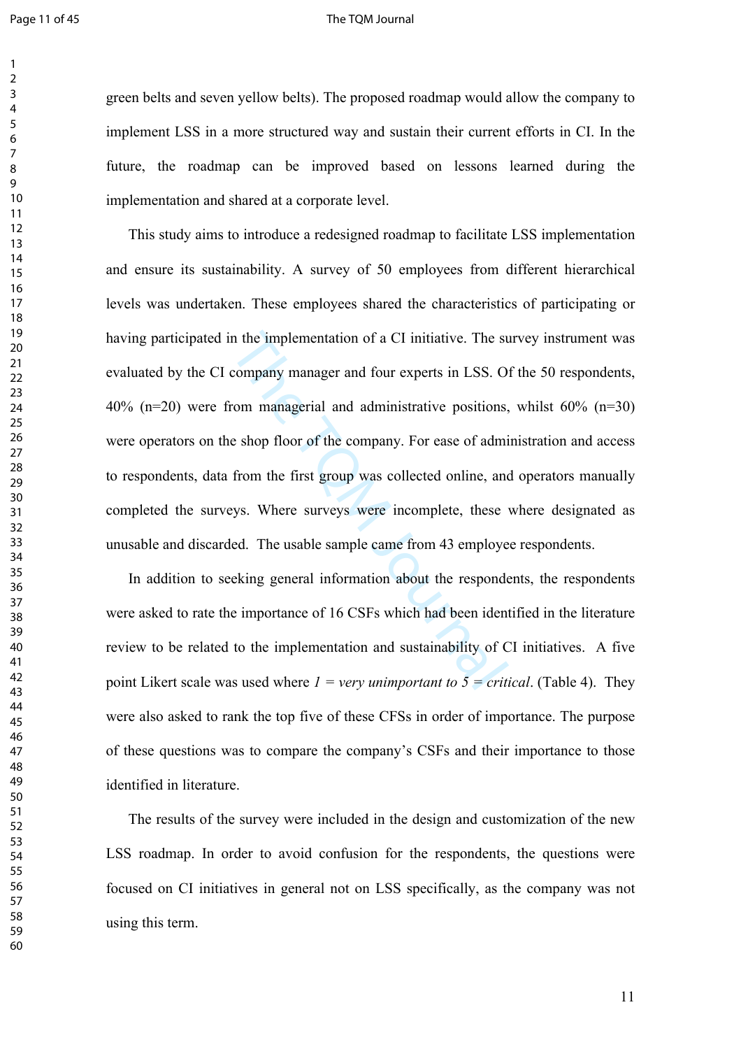green belts and seven yellow belts). The proposed roadmap would allow the company to implement LSS in a more structured way and sustain their current efforts in CI. In the future, the roadmap can be improved based on lessons learned during the implementation and shared at a corporate level.

This study aims to introduce a redesigned roadmap to facilitate LSS implementation and ensure its sustainability. A survey of 50 employees from different hierarchical levels was undertaken. These employees shared the characteristics of participating or having participated in the implementation of a CI initiative. The survey instrument was evaluated by the CI company manager and four experts in LSS. Of the 50 respondents, 40% (n=20) were from managerial and administrative positions, whilst 60% (n=30) were operators on the shop floor of the company. For ease of administration and access to respondents, data from the first group was collected online, and operators manually completed the surveys. Where surveys were incomplete, these where designated as unusable and discarded. The usable sample came from 43 employee respondents.

In addition to seeking general information about the respondents, the respondents were asked to rate the importance of 16 CSFs which had been identified in the literature review to be related to the implementation and sustainability of CI initiatives. A five point Likert scale was used where *1 = very unimportant to 5 = critical*. (Table 4). They were also asked to rank the top five of these CFSs in order of importance. The purpose of these questions was to compare the company's CSFs and their importance to those identified in literature.

The results of the survey were included in the design and customization of the new LSS roadmap. In order to avoid confusion for the respondents, the questions were focused on CI initiatives in general not on LSS specifically, as the company was not using this term.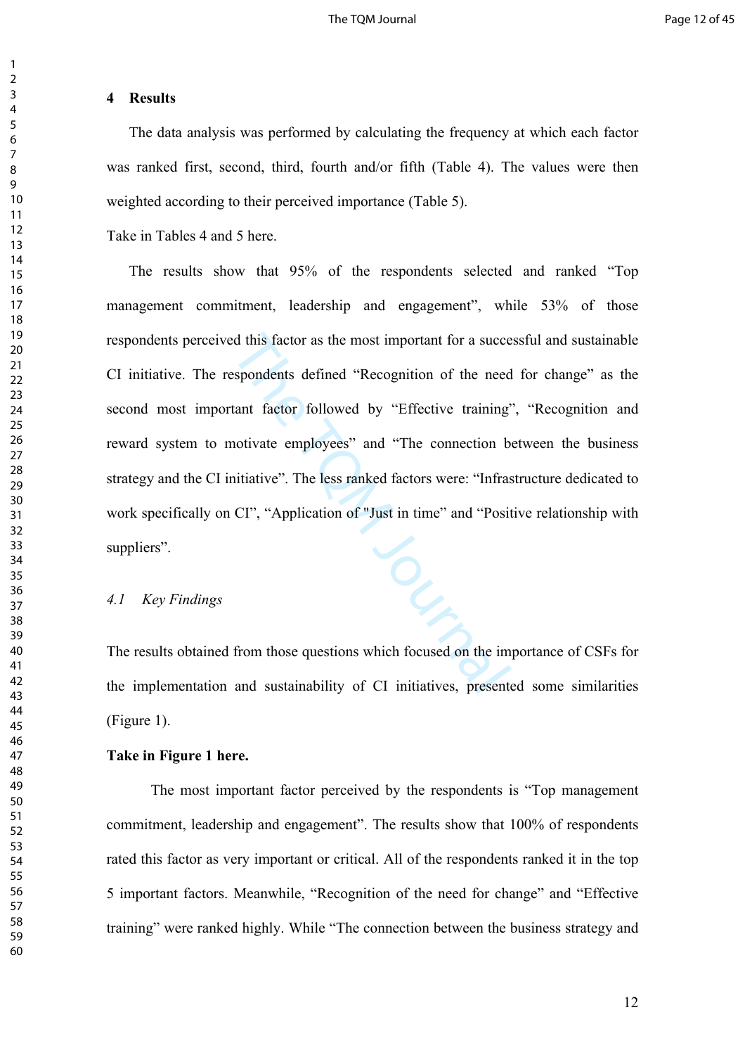## 4 Results

The data analysis was performed by calculating the frequency at which each factor was ranked first, second, third, fourth and/or fifth (Table 4). The values were then weighted according to their perceived importance (Table 5).

Take in Tables 4 and 5 here.

The results show that 95% of the respondents selected and ranked "Top management commitment, leadership and engagement", while 53% of those respondents perceived this factor as the most important for a successful and sustainable CI initiative. The respondents defined "Recognition of the need for change" as the second most important factor followed by "Effective training", "Recognition and reward system to motivate employees" and "The connection between the business strategy and the CI initiative". The less ranked factors were: "Infrastructure dedicated to work specifically on CI", "Application of "Just in time" and "Positive relationship with suppliers".

### *4.1 Key Findings*

The results obtained from those questions which focused on the importance of CSFs for the implementation and sustainability of CI initiatives, presented some similarities (Figure 1).

**Take in Figure 1 here.**

The most important factor perceived by the respondents is "Top management commitment, leadership and engagement". The results show that 100% of respondents rated this factor as very important or critical. All of the respondents ranked it in the top 5 important factors. Meanwhile, "Recognition of the need for change" and "Effective training" were ranked highly. While "The connection between the business strategy and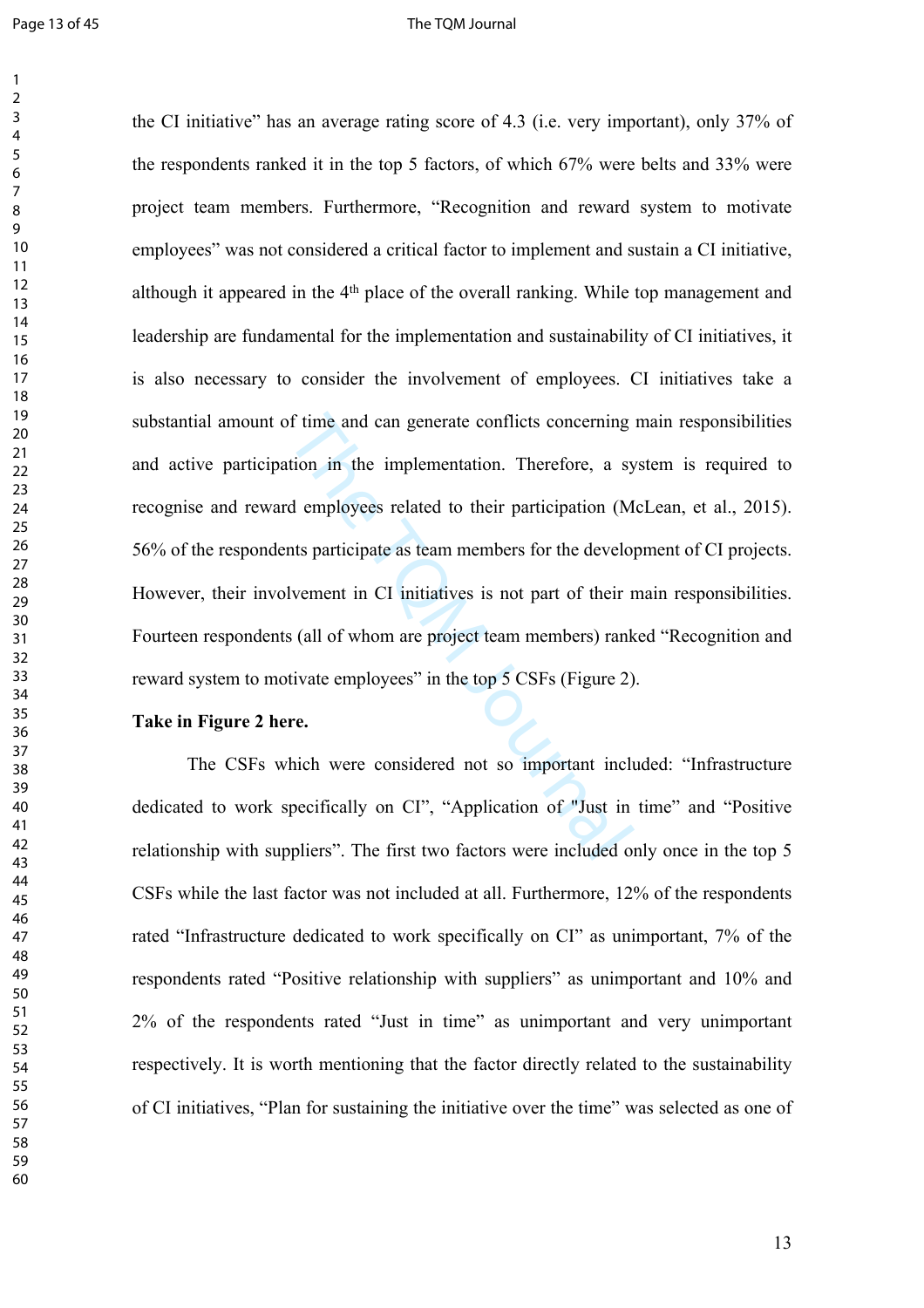the CI initiative" has an average rating score of 4.3 (i.e. very important), only 37% of the respondents ranked it in the top 5 factors, of which 67% were belts and 33% were project team members. Furthermore, "Recognition and reward system to motivate employees" was not considered a critical factor to implement and sustain a CI initiative, although it appeared in the 4th place of the overall ranking. While top management and leadership are fundamental for the implementation and sustainability of CI initiatives, it is also necessary to consider the involvement of employees. CI initiatives take a substantial amount of time and can generate conflicts concerning main responsibilities and active participation in the implementation. Therefore, a system is required to recognise and reward employees related to their participation (McLean, et al., 2015). 56% of the respondents participate as team members for the development of CI projects. However, their involvement in CI initiatives is not part of their main responsibilities. Fourteen respondents (all of whom are project team members) ranked "Recognition and reward system to motivate employees" in the top 5 CSFs (Figure 2).

**Take in Figure 2 here.**

The CSFs which were considered not so important included: "Infrastructure dedicated to work specifically on CI", "Application of "Just in time" and "Positive relationship with suppliers". The first two factors were included only once in the top 5 CSFs while the last factor was not included at all. Furthermore, 12% of the respondents rated "Infrastructure dedicated to work specifically on CI" as unimportant, 7% of the respondents rated "Positive relationship with suppliers" as unimportant and 10% and 2% of the respondents rated "Just in time" as unimportant and very unimportant respectively. It is worth mentioning that the factor directly related to the sustainability of CI initiatives, "Plan for sustaining the initiative over the time" was selected as one of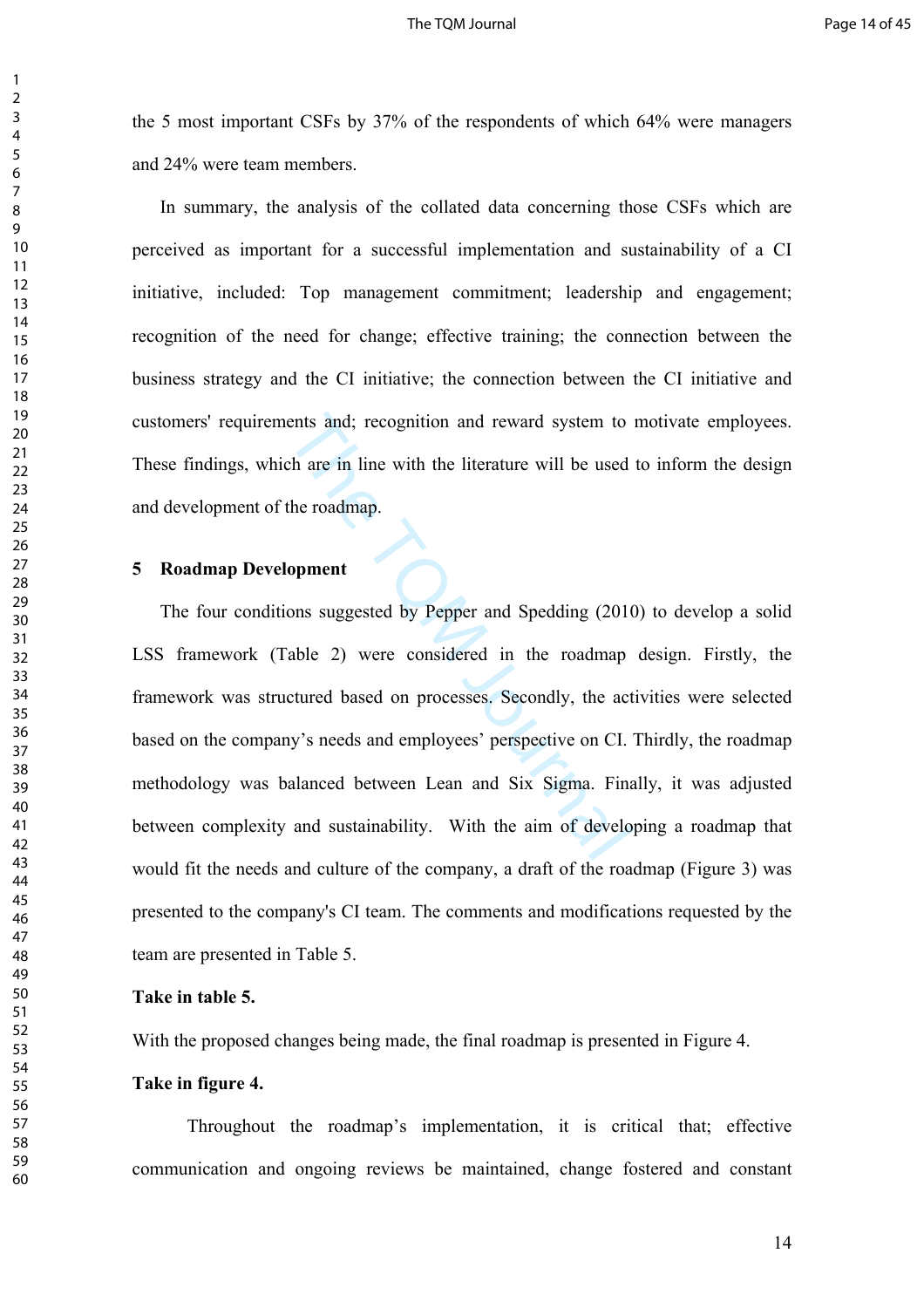the 5 most important CSFs by 37% of the respondents of which 64% were managers and 24% were team members.

In summary, the analysis of the collated data concerning those CSFs which are perceived as important for a successful implementation and sustainability of a CI initiative, included: Top management commitment; leadership and engagement; recognition of the need for change; effective training; the connection between the business strategy and the CI initiative; the connection between the CI initiative and customers' requirements and; recognition and reward system to motivate employees. These findings, which are in line with the literature will be used to inform the design and development of the roadmap.

## 5 Roadmap Development

The four conditions suggested by Pepper and Spedding (2010) to develop a solid LSS framework (Table 2) were considered in the roadmap design. Firstly, the framework was structured based on processes. Secondly, the activities were selected based on the company's needs and employees' perspective on CI. Thirdly, the roadmap methodology was balanced between Lean and Six Sigma. Finally, it was adjusted between complexity and sustainability. With the aim of developing a roadmap that would fit the needs and culture of the company, a draft of the roadmap (Figure 3) was presented to the company's CI team. The comments and modifications requested by the team are presented in Table 5.

**Take in table 5.**

With the proposed changes being made, the final roadmap is presented in Figure 4.

**Take in figure 4.**

Throughout the roadmap's implementation, it is critical that; effective communication and ongoing reviews be maintained, change fostered and constant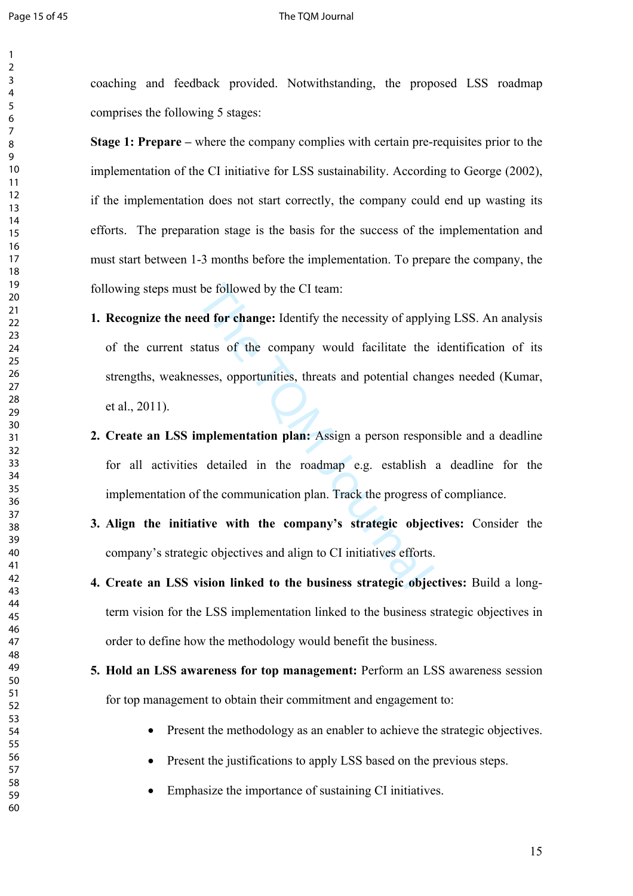coaching and feedback provided. Notwithstanding, the proposed LSS roadmap comprises the following 5 stages:

**Stage 1: Prepare –** where the company complies with certain pre-requisites prior to the implementation of the CI initiative for LSS sustainability. According to George (2002), if the implementation does not start correctly, the company could end up wasting its efforts. The preparation stage is the basis for the success of the implementation and must start between 1-3 months before the implementation. To prepare the company, the following steps must be followed by the CI team:

1. **Recognize the need for change:** Identify the necessity of applying LSS. An analysis of the current status of the company would facilitate the identification of its strengths, weaknesses, opportunities, threats and potential changes needed (Kumar, et al., 2011).
2. **Create an LSS implementation plan:** Assign a person responsible and a deadline for all activities detailed in the roadmap e.g. establish a deadline for the implementation of the communication plan. Track the progress of compliance.
3. **Align the initiative with the company's strategic objectives:** Consider the company's strategic objectives and align to CI initiatives efforts.
4. **Create an LSS vision linked to the business strategic objectives:** Build a long-term vision for the LSS implementation linked to the business strategic objectives in order to define how the methodology would benefit the business.
5. **Hold an LSS awareness for top management:** Perform an LSS awareness session for top management to obtain their commitment and engagement to:
   - Present the methodology as an enabler to achieve the strategic objectives.
   - Present the justifications to apply LSS based on the previous steps.
   - Emphasize the importance of sustaining CI initiatives.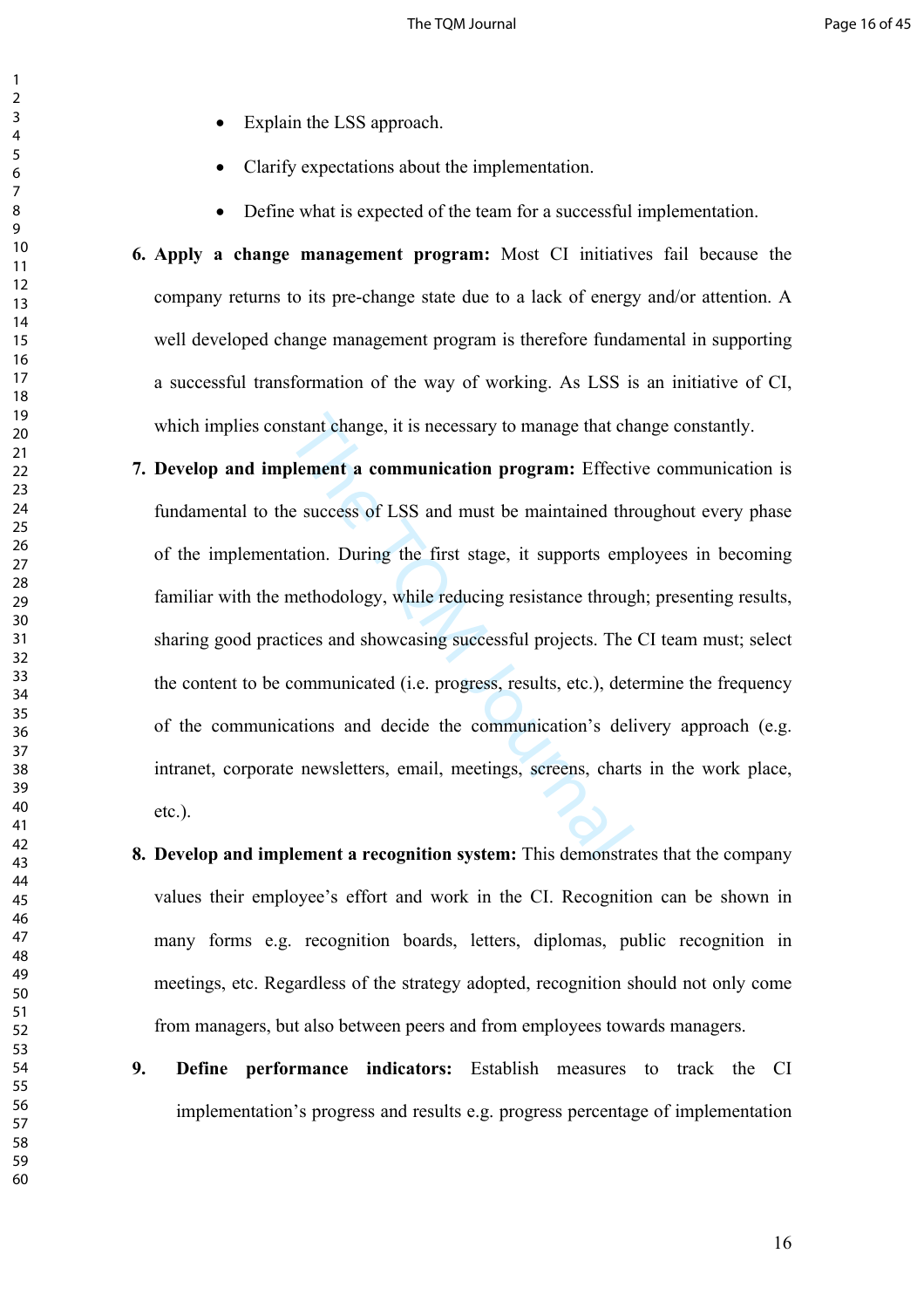- Explain the LSS approach.
- Clarify expectations about the implementation.
- Define what is expected of the team for a successful implementation.

6. **Apply a change management program:** Most CI initiatives fail because the company returns to its pre-change state due to a lack of energy and/or attention. A well developed change management program is therefore fundamental in supporting a successful transformation of the way of working. As LSS is an initiative of CI, which implies constant change, it is necessary to manage that change constantly.
7. **Develop and implement a communication program:** Effective communication is fundamental to the success of LSS and must be maintained throughout every phase of the implementation. During the first stage, it supports employees in becoming familiar with the methodology, while reducing resistance through; presenting results, sharing good practices and showcasing successful projects. The CI team must; select the content to be communicated (i.e. progress, results, etc.), determine the frequency of the communications and decide the communication's delivery approach (e.g. intranet, corporate newsletters, email, meetings, screens, charts in the work place, etc.).
8. **Develop and implement a recognition system:** This demonstrates that the company values their employee's effort and work in the CI. Recognition can be shown in many forms e.g. recognition boards, letters, diplomas, public recognition in meetings, etc. Regardless of the strategy adopted, recognition should not only come from managers, but also between peers and from employees towards managers.
9. **Define performance indicators:** Establish measures to track the CI implementation's progress and results e.g. progress percentage of implementation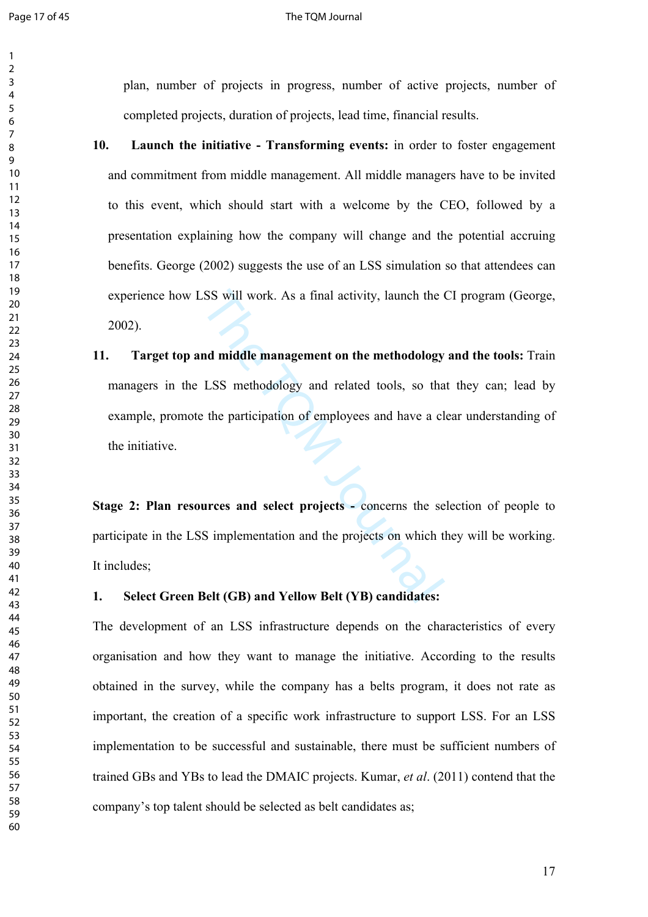plan, number of projects in progress, number of active projects, number of completed projects, duration of projects, lead time, financial results.

10. **Launch the initiative - Transforming events:** in order to foster engagement and commitment from middle management. All middle managers have to be invited to this event, which should start with a welcome by the CEO, followed by a presentation explaining how the company will change and the potential accruing benefits. George (2002) suggests the use of an LSS simulation so that attendees can experience how LSS will work. As a final activity, launch the CI program (George, 2002).

11. **Target top and middle management on the methodology and the tools:** Train managers in the LSS methodology and related tools, so that they can; lead by example, promote the participation of employees and have a clear understanding of the initiative.

**Stage 2: Plan resources and select projects -** concerns the selection of people to participate in the LSS implementation and the projects on which they will be working. It includes;

1. **Select Green Belt (GB) and Yellow Belt (YB) candidates:**

The development of an LSS infrastructure depends on the characteristics of every organisation and how they want to manage the initiative. According to the results obtained in the survey, while the company has a belts program, it does not rate as important, the creation of a specific work infrastructure to support LSS. For an LSS implementation to be successful and sustainable, there must be sufficient numbers of trained GBs and YBs to lead the DMAIC projects. Kumar, *et al*. (2011) contend that the company's top talent should be selected as belt candidates as;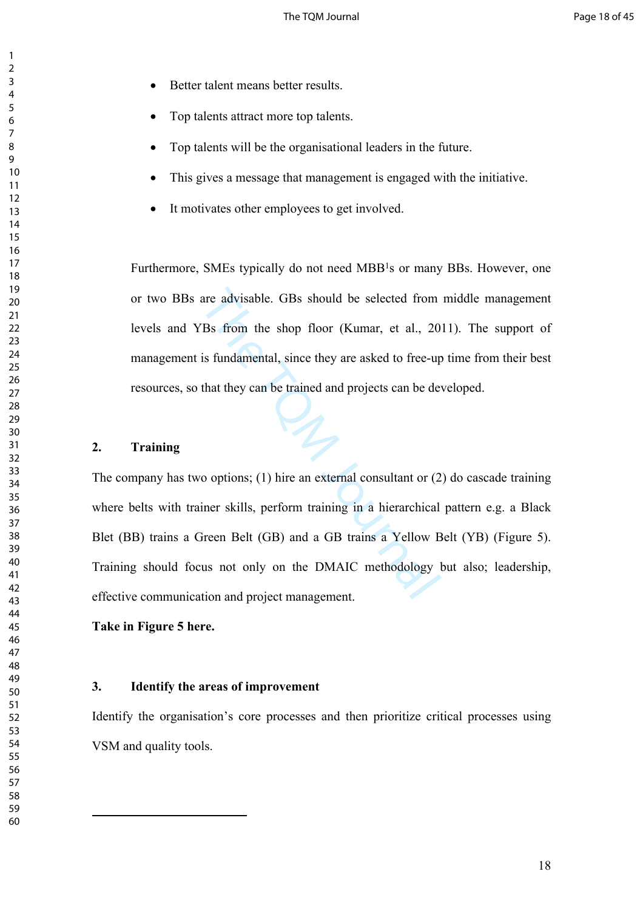- Better talent means better results.
- Top talents attract more top talents.
- Top talents will be the organisational leaders in the future.
- This gives a message that management is engaged with the initiative.
- It motivates other employees to get involved.

Furthermore, SMEs typically do not need MBB[1]s or many BBs. However, one or two BBs are advisable. GBs should be selected from middle management levels and YBs from the shop floor (Kumar, et al., 2011). The support of management is fundamental, since they are asked to free-up time from their best resources, so that they can be trained and projects can be developed.

## 2. Training

The company has two options; (1) hire an external consultant or (2) do cascade training where belts with trainer skills, perform training in a hierarchical pattern e.g. a Black Blet (BB) trains a Green Belt (GB) and a GB trains a Yellow Belt (YB) (Figure 5). Training should focus not only on the DMAIC methodology but also; leadership, effective communication and project management.

**Take in Figure 5 here.**

## 3. Identify the areas of improvement

Identify the organisation's core processes and then prioritize critical processes using VSM and quality tools.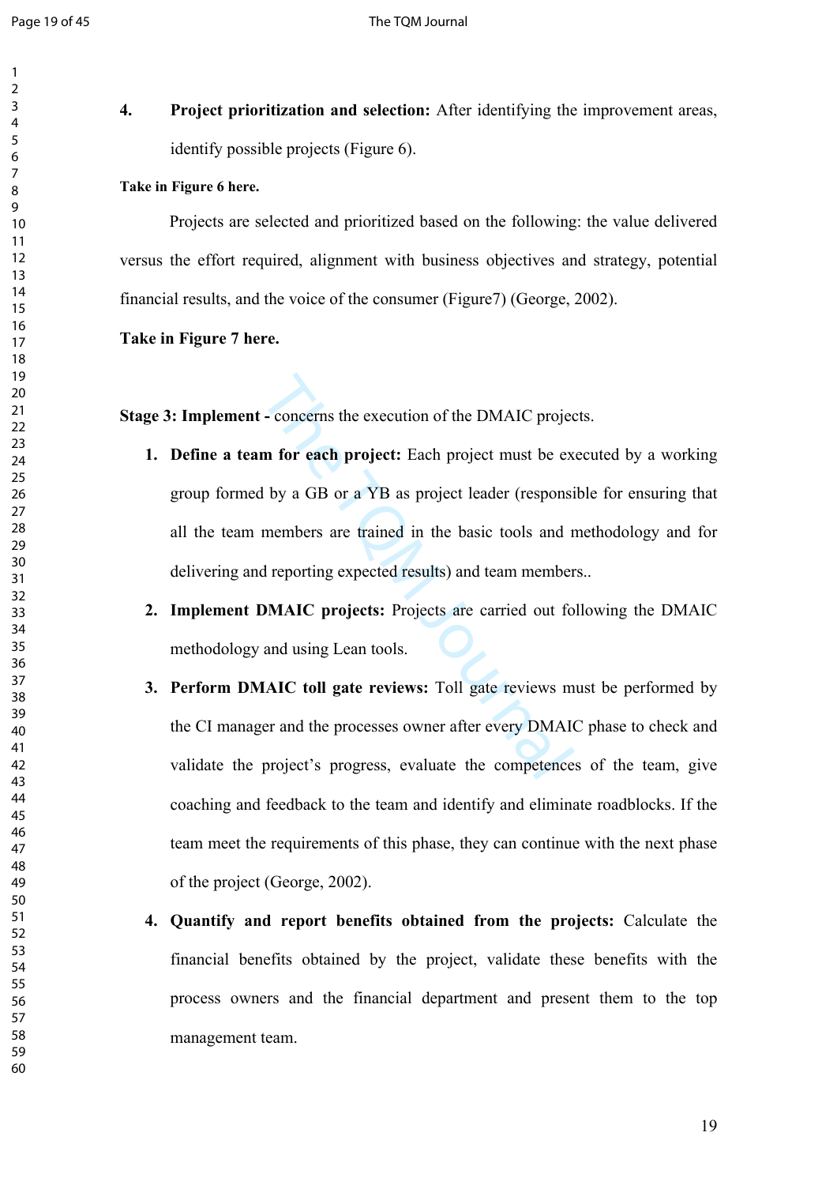4. **Project prioritization and selection:** After identifying the improvement areas, identify possible projects (Figure 6).

**Take in Figure 6 here.**

Projects are selected and prioritized based on the following: the value delivered versus the effort required, alignment with business objectives and strategy, potential financial results, and the voice of the consumer (Figure7) (George, 2002).

**Take in Figure 7 here.**

**Stage 3: Implement -** concerns the execution of the DMAIC projects.

1. **Define a team for each project:** Each project must be executed by a working group formed by a GB or a YB as project leader (responsible for ensuring that all the team members are trained in the basic tools and methodology and for delivering and reporting expected results) and team members..
2. **Implement DMAIC projects:** Projects are carried out following the DMAIC methodology and using Lean tools.
3. **Perform DMAIC toll gate reviews:** Toll gate reviews must be performed by the CI manager and the processes owner after every DMAIC phase to check and validate the project's progress, evaluate the competences of the team, give coaching and feedback to the team and identify and eliminate roadblocks. If the team meet the requirements of this phase, they can continue with the next phase of the project (George, 2002).
4. **Quantify and report benefits obtained from the projects:** Calculate the financial benefits obtained by the project, validate these benefits with the process owners and the financial department and present them to the top management team.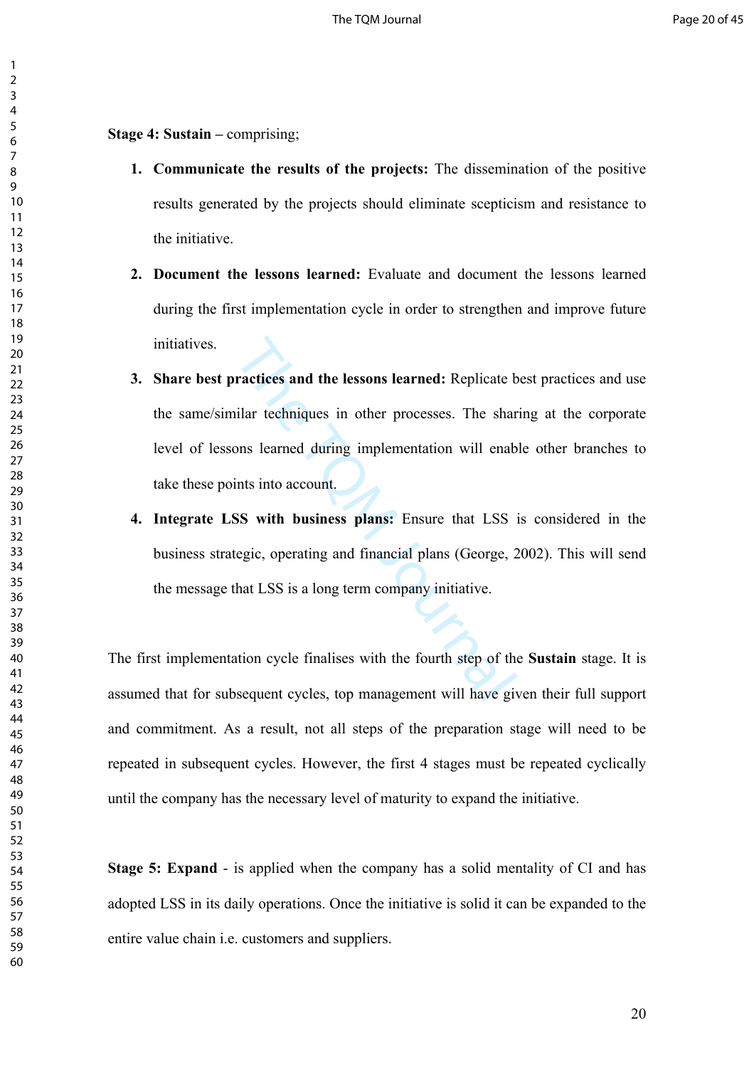**Stage 4: Sustain** – comprising;

1. **Communicate the results of the projects:** The dissemination of the positive results generated by the projects should eliminate scepticism and resistance to the initiative.
2. **Document the lessons learned:** Evaluate and document the lessons learned during the first implementation cycle in order to strengthen and improve future initiatives.
3. **Share best practices and the lessons learned:** Replicate best practices and use the same/similar techniques in other processes. The sharing at the corporate level of lessons learned during implementation will enable other branches to take these points into account.
4. **Integrate LSS with business plans:** Ensure that LSS is considered in the business strategic, operating and financial plans (George, 2002). This will send the message that LSS is a long term company initiative.

The first implementation cycle finalises with the fourth step of the **Sustain** stage. It is assumed that for subsequent cycles, top management will have given their full support and commitment. As a result, not all steps of the preparation stage will need to be repeated in subsequent cycles. However, the first 4 stages must be repeated cyclically until the company has the necessary level of maturity to expand the initiative.

**Stage 5: Expand** - is applied when the company has a solid mentality of CI and has adopted LSS in its daily operations. Once the initiative is solid it can be expanded to the entire value chain i.e. customers and suppliers.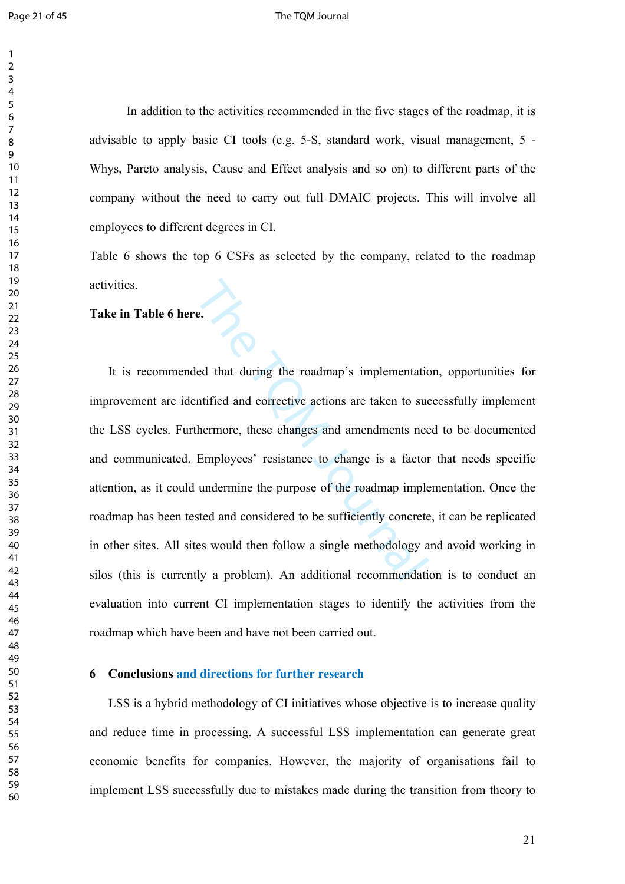In addition to the activities recommended in the five stages of the roadmap, it is advisable to apply basic CI tools (e.g. 5-S, standard work, visual management, 5 - Whys, Pareto analysis, Cause and Effect analysis and so on) to different parts of the company without the need to carry out full DMAIC projects. This will involve all employees to different degrees in CI.

Table 6 shows the top 6 CSFs as selected by the company, related to the roadmap activities.

**Take in Table 6 here.**

It is recommended that during the roadmap's implementation, opportunities for improvement are identified and corrective actions are taken to successfully implement the LSS cycles. Furthermore, these changes and amendments need to be documented and communicated. Employees' resistance to change is a factor that needs specific attention, as it could undermine the purpose of the roadmap implementation. Once the roadmap has been tested and considered to be sufficiently concrete, it can be replicated in other sites. All sites would then follow a single methodology and avoid working in silos (this is currently a problem). An additional recommendation is to conduct an evaluation into current CI implementation stages to identify the activities from the roadmap which have been and have not been carried out.

## 6 Conclusions and directions for further research

LSS is a hybrid methodology of CI initiatives whose objective is to increase quality and reduce time in processing. A successful LSS implementation can generate great economic benefits for companies. However, the majority of organisations fail to implement LSS successfully due to mistakes made during the transition from theory to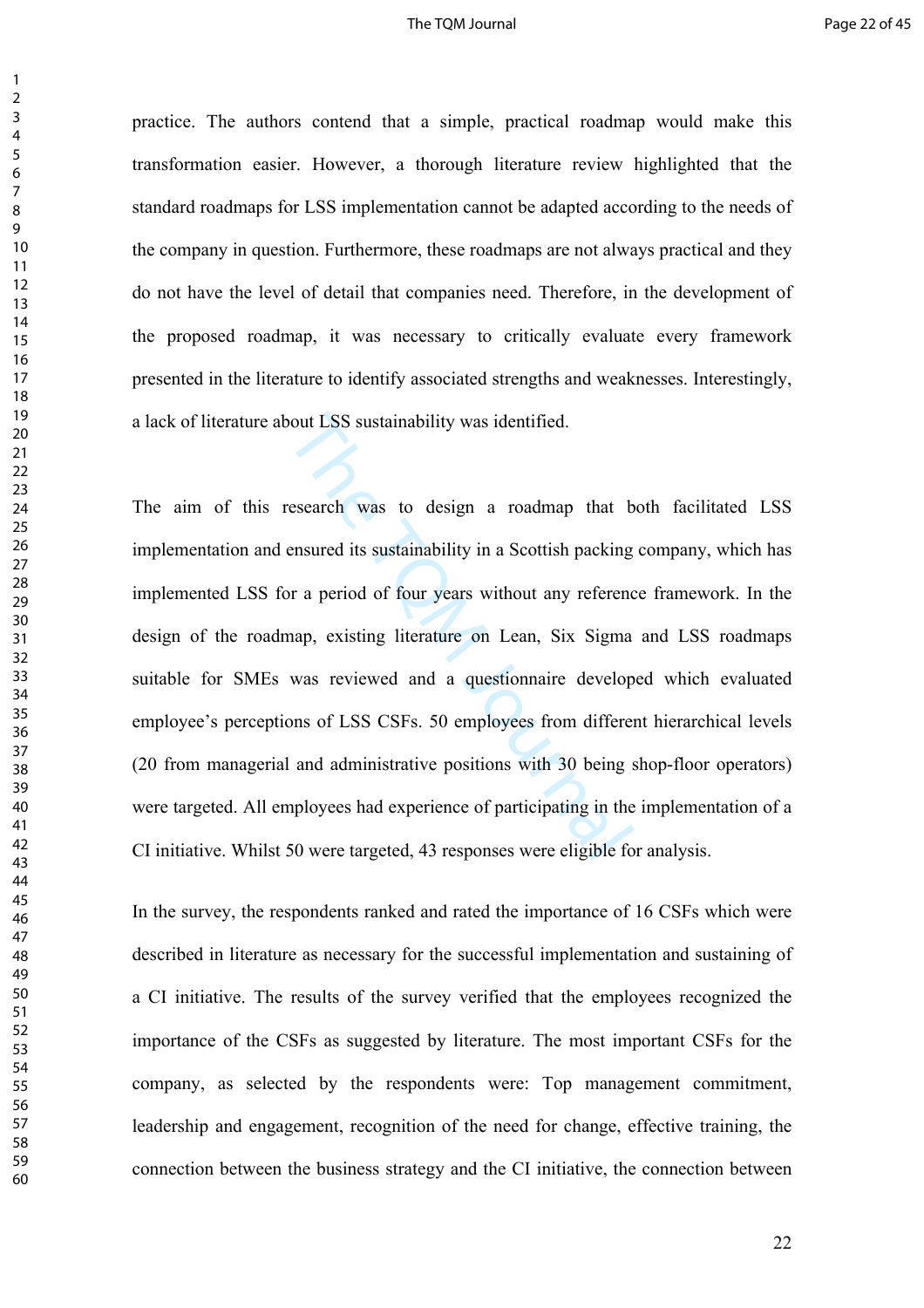practice. The authors contend that a simple, practical roadmap would make this transformation easier. However, a thorough literature review highlighted that the standard roadmaps for LSS implementation cannot be adapted according to the needs of the company in question. Furthermore, these roadmaps are not always practical and they do not have the level of detail that companies need. Therefore, in the development of the proposed roadmap, it was necessary to critically evaluate every framework presented in the literature to identify associated strengths and weaknesses. Interestingly, a lack of literature about LSS sustainability was identified.

The aim of this research was to design a roadmap that both facilitated LSS implementation and ensured its sustainability in a Scottish packing company, which has implemented LSS for a period of four years without any reference framework. In the design of the roadmap, existing literature on Lean, Six Sigma and LSS roadmaps suitable for SMEs was reviewed and a questionnaire developed which evaluated employee's perceptions of LSS CSFs. 50 employees from different hierarchical levels (20 from managerial and administrative positions with 30 being shop-floor operators) were targeted. All employees had experience of participating in the implementation of a CI initiative. Whilst 50 were targeted, 43 responses were eligible for analysis.

In the survey, the respondents ranked and rated the importance of 16 CSFs which were described in literature as necessary for the successful implementation and sustaining of a CI initiative. The results of the survey verified that the employees recognized the importance of the CSFs as suggested by literature. The most important CSFs for the company, as selected by the respondents were: Top management commitment, leadership and engagement, recognition of the need for change, effective training, the connection between the business strategy and the CI initiative, the connection between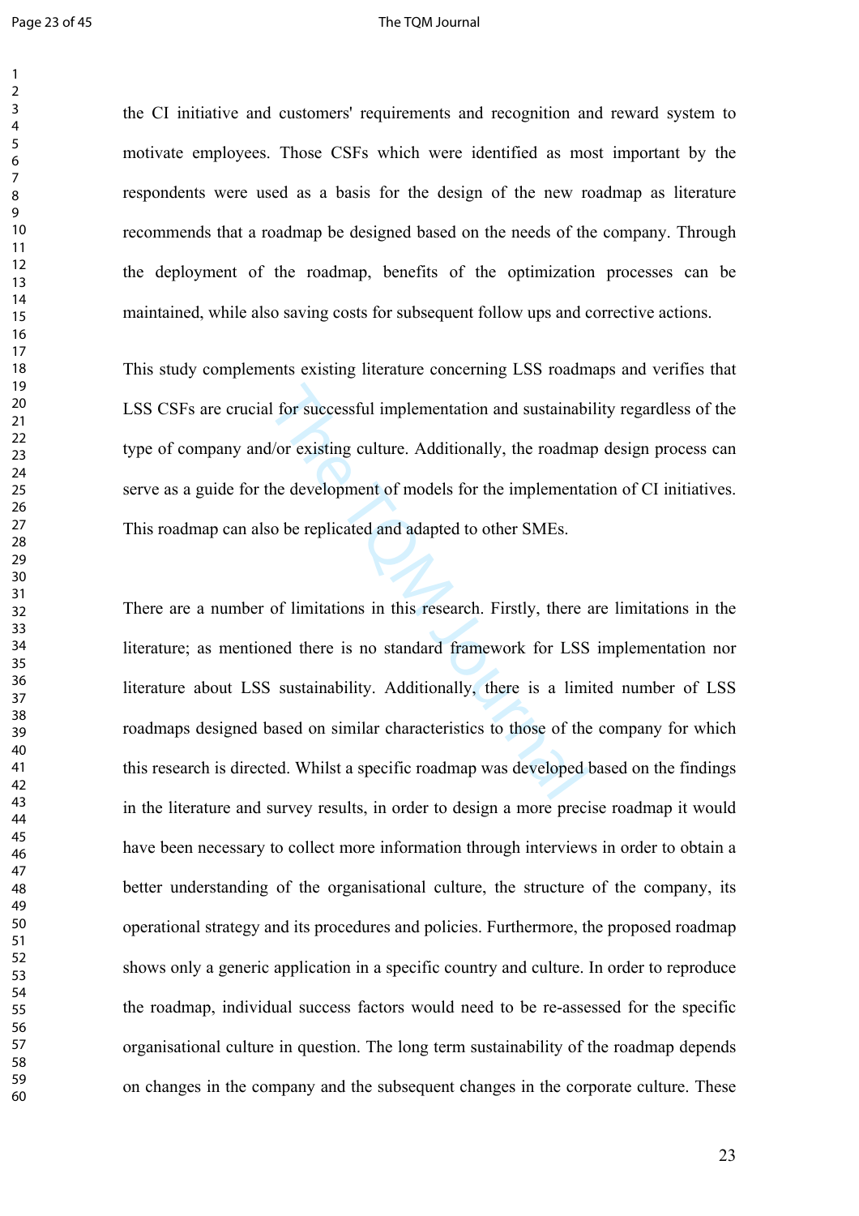the CI initiative and customers' requirements and recognition and reward system to motivate employees. Those CSFs which were identified as most important by the respondents were used as a basis for the design of the new roadmap as literature recommends that a roadmap be designed based on the needs of the company. Through the deployment of the roadmap, benefits of the optimization processes can be maintained, while also saving costs for subsequent follow ups and corrective actions.

This study complements existing literature concerning LSS roadmaps and verifies that LSS CSFs are crucial for successful implementation and sustainability regardless of the type of company and/or existing culture. Additionally, the roadmap design process can serve as a guide for the development of models for the implementation of CI initiatives. This roadmap can also be replicated and adapted to other SMEs.

There are a number of limitations in this research. Firstly, there are limitations in the literature; as mentioned there is no standard framework for LSS implementation nor literature about LSS sustainability. Additionally, there is a limited number of LSS roadmaps designed based on similar characteristics to those of the company for which this research is directed. Whilst a specific roadmap was developed based on the findings in the literature and survey results, in order to design a more precise roadmap it would have been necessary to collect more information through interviews in order to obtain a better understanding of the organisational culture, the structure of the company, its operational strategy and its procedures and policies. Furthermore, the proposed roadmap shows only a generic application in a specific country and culture. In order to reproduce the roadmap, individual success factors would need to be re-assessed for the specific organisational culture in question. The long term sustainability of the roadmap depends on changes in the company and the subsequent changes in the corporate culture. These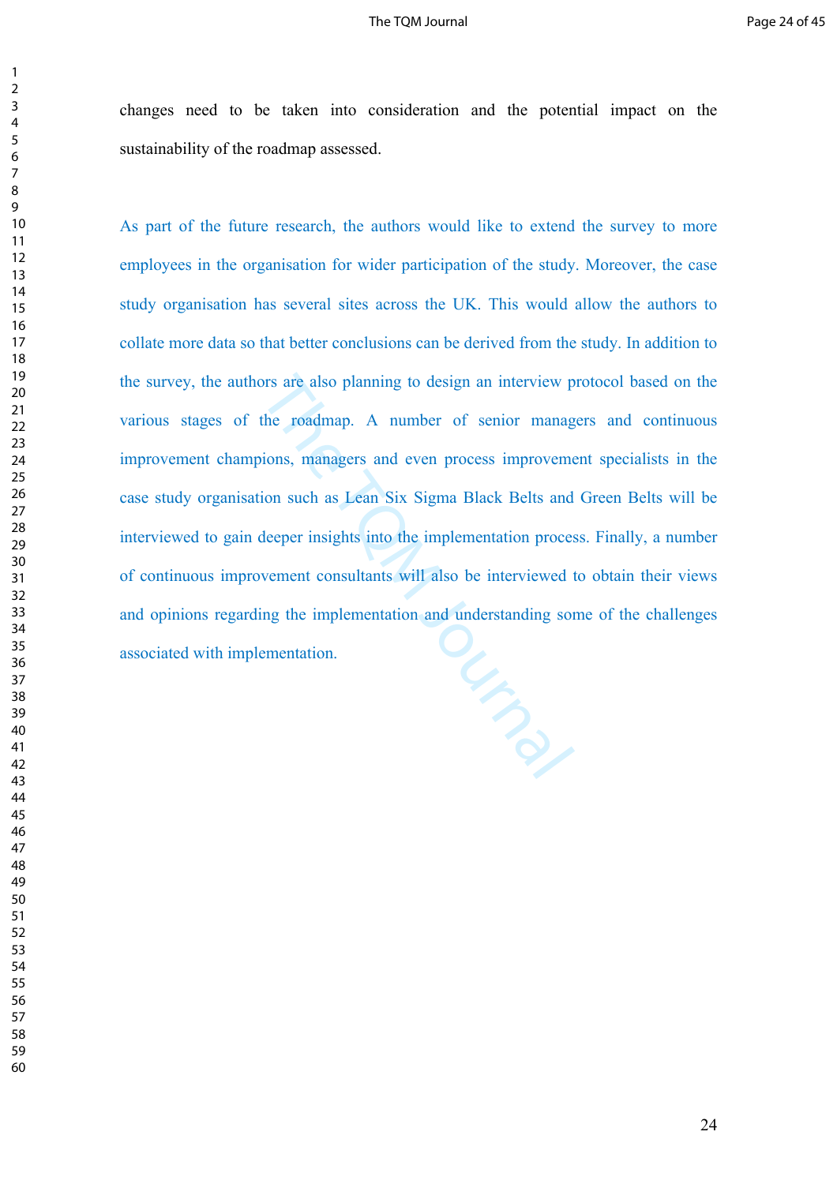changes need to be taken into consideration and the potential impact on the sustainability of the roadmap assessed.

As part of the future research, the authors would like to extend the survey to more employees in the organisation for wider participation of the study. Moreover, the case study organisation has several sites across the UK. This would allow the authors to collate more data so that better conclusions can be derived from the study. In addition to the survey, the authors are also planning to design an interview protocol based on the various stages of the roadmap. A number of senior managers and continuous improvement champions, managers and even process improvement specialists in the case study organisation such as Lean Six Sigma Black Belts and Green Belts will be interviewed to gain deeper insights into the implementation process. Finally, a number of continuous improvement consultants will also be interviewed to obtain their views and opinions regarding the implementation and understanding some of the challenges associated with implementation.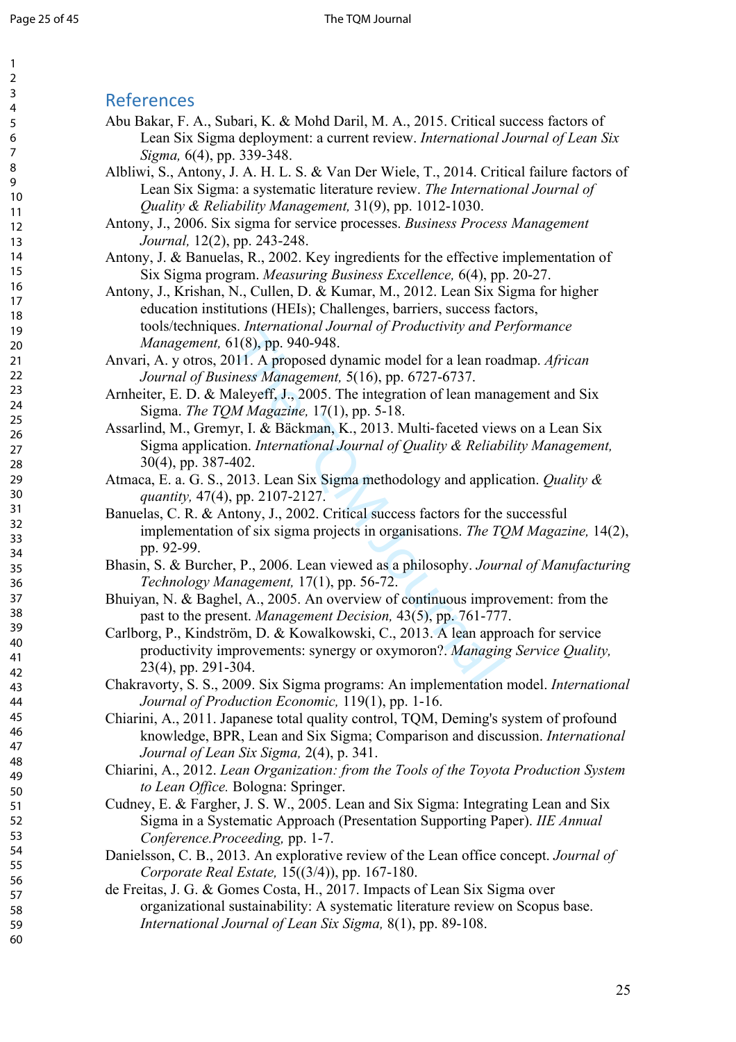## References

Abu Bakar, F. A., Subari, K. & Mohd Daril, M. A., 2015. Critical success factors of Lean Six Sigma deployment: a current review. *International Journal of Lean Six Sigma,* 6(4), pp. 339-348.

Albliwi, S., Antony, J. A. H. L. S. & Van Der Wiele, T., 2014. Critical failure factors of Lean Six Sigma: a systematic literature review. *The International Journal of Quality & Reliability Management,* 31(9), pp. 1012-1030.

Antony, J., 2006. Six sigma for service processes. *Business Process Management Journal,* 12(2), pp. 243-248.

Antony, J. & Banuelas, R., 2002. Key ingredients for the effective implementation of Six Sigma program. *Measuring Business Excellence,* 6(4), pp. 20-27.

Antony, J., Krishan, N., Cullen, D. & Kumar, M., 2012. Lean Six Sigma for higher education institutions (HEIs); Challenges, barriers, success factors, tools/techniques. *International Journal of Productivity and Performance Management,* 61(8), pp. 940-948.

Anvari, A. y otros, 2011. A proposed dynamic model for a lean roadmap. *African Journal of Business Management,* 5(16), pp. 6727-6737.

Arnheiter, E. D. & Maleyeff, J., 2005. The integration of lean management and Six Sigma. *The TQM Magazine,* 17(1), pp. 5-18.

Assarlind, M., Gremyr, I. & Bäckman, K., 2013. Multi-faceted views on a Lean Six Sigma application. *International Journal of Quality & Reliability Management,* 30(4), pp. 387-402.

Atmaca, E. a. G. S., 2013. Lean Six Sigma methodology and application. *Quality & quantity,* 47(4), pp. 2107-2127.

Banuelas, C. R. & Antony, J., 2002. Critical success factors for the successful implementation of six sigma projects in organisations. *The TQM Magazine,* 14(2), pp. 92-99.

Bhasin, S. & Burcher, P., 2006. Lean viewed as a philosophy. *Journal of Manufacturing Technology Management,* 17(1), pp. 56-72.

Bhuiyan, N. & Baghel, A., 2005. An overview of continuous improvement: from the past to the present. *Management Decision,* 43(5), pp. 761-777.

Carlborg, P., Kindström, D. & Kowalkowski, C., 2013. A lean approach for service productivity improvements: synergy or oxymoron?. *Managing Service Quality,* 23(4), pp. 291-304.

Chakravorty, S. S., 2009. Six Sigma programs: An implementation model. *International Journal of Production Economic,* 119(1), pp. 1-16.

Chiarini, A., 2011. Japanese total quality control, TQM, Deming's system of profound knowledge, BPR, Lean and Six Sigma; Comparison and discussion. *International Journal of Lean Six Sigma,* 2(4), p. 341.

Chiarini, A., 2012. *Lean Organization: from the Tools of the Toyota Production System to Lean Office.* Bologna: Springer.

Cudney, E. & Fargher, J. S. W., 2005. Lean and Six Sigma: Integrating Lean and Six Sigma in a Systematic Approach (Presentation Supporting Paper). *IIE Annual Conference.Proceeding,* pp. 1-7.

Danielsson, C. B., 2013. An explorative review of the Lean office concept. *Journal of Corporate Real Estate,* 15((3/4)), pp. 167-180.

de Freitas, J. G. & Gomes Costa, H., 2017. Impacts of Lean Six Sigma over organizational sustainability: A systematic literature review on Scopus base. *International Journal of Lean Six Sigma,* 8(1), pp. 89-108.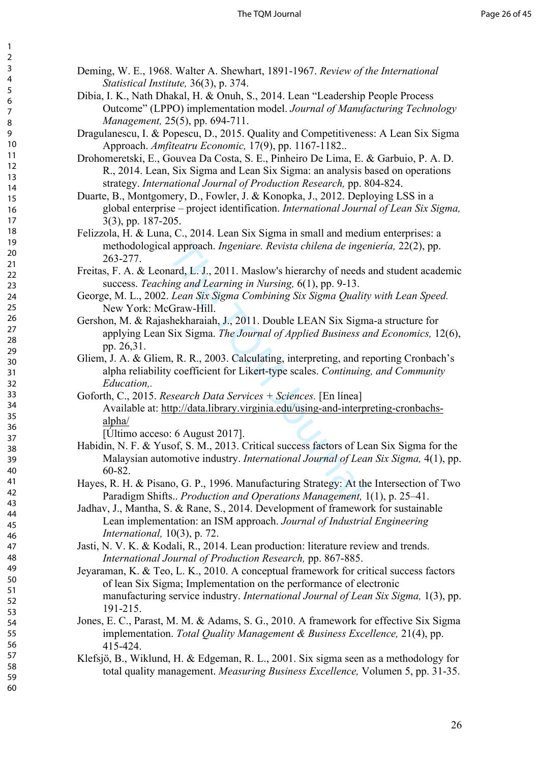Deming, W. E., 1968. Walter A. Shewhart, 1891-1967. *Review of the International Statistical Institute,* 36(3), p. 374.

Dibia, I. K., Nath Dhakal, H. & Onuh, S., 2014. Lean "Leadership People Process Outcome" (LPPO) implementation model. *Journal of Manufacturing Technology Management,* 25(5), pp. 694-711.

Dragulanescu, I. & Popescu, D., 2015. Quality and Competitiveness: A Lean Six Sigma Approach. *Amfiteatru Economic,* 17(9), pp. 1167-1182..

Drohomeretski, E., Gouvea Da Costa, S. E., Pinheiro De Lima, E. & Garbuio, P. A. D. R., 2014. Lean, Six Sigma and Lean Six Sigma: an analysis based on operations strategy. *International Journal of Production Research,* pp. 804-824.

Duarte, B., Montgomery, D., Fowler, J. & Konopka, J., 2012. Deploying LSS in a global enterprise – project identification. *International Journal of Lean Six Sigma,* 3(3), pp. 187-205.

Felizzola, H. & Luna, C., 2014. Lean Six Sigma in small and medium enterprises: a methodological approach. *Ingeniare. Revista chilena de ingeniería,* 22(2), pp. 263-277.

Freitas, F. A. & Leonard, L. J., 2011. Maslow's hierarchy of needs and student academic success. *Teaching and Learning in Nursing,* 6(1), pp. 9-13.

George, M. L., 2002. *Lean Six Sigma Combining Six Sigma Quality with Lean Speed.* New York: McGraw-Hill.

Gershon, M. & Rajashekharaiah, J., 2011. Double LEAN Six Sigma-a structure for applying Lean Six Sigma. *The Journal of Applied Business and Economics,* 12(6), pp. 26,31.

Gliem, J. A. & Gliem, R. R., 2003. Calculating, interpreting, and reporting Cronbach's alpha reliability coefficient for Likert-type scales. *Continuing, and Community Education,.*

Goforth, C., 2015. *Research Data Services + Sciences.* [En línea] Available at: http://data.library.virginia.edu/using-and-interpreting-cronbachs-alpha/ [Último acceso: 6 August 2017].

Habidin, N. F. & Yusof, S. M., 2013. Critical success factors of Lean Six Sigma for the Malaysian automotive industry. *International Journal of Lean Six Sigma,* 4(1), pp. 60-82.

Hayes, R. H. & Pisano, G. P., 1996. Manufacturing Strategy: At the Intersection of Two Paradigm Shifts.. *Production and Operations Management,* 1(1), p. 25–41.

Jadhav, J., Mantha, S. & Rane, S., 2014. Development of framework for sustainable Lean implementation: an ISM approach. *Journal of Industrial Engineering International,* 10(3), p. 72.

Jasti, N. V. K. & Kodali, R., 2014. Lean production: literature review and trends. *International Journal of Production Research,* pp. 867-885.

Jeyaraman, K. & Teo, L. K., 2010. A conceptual framework for critical success factors of lean Six Sigma; Implementation on the performance of electronic manufacturing service industry. *International Journal of Lean Six Sigma,* 1(3), pp. 191-215.

Jones, E. C., Parast, M. M. & Adams, S. G., 2010. A framework for effective Six Sigma implementation. *Total Quality Management & Business Excellence,* 21(4), pp. 415-424.

Klefsjö, B., Wiklund, H. & Edgeman, R. L., 2001. Six sigma seen as a methodology for total quality management. *Measuring Business Excellence,* Volumen 5, pp. 31-35.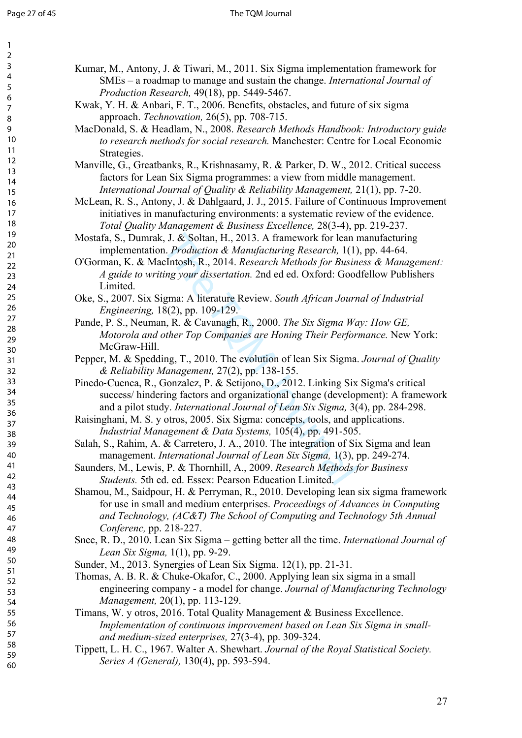Kumar, M., Antony, J. & Tiwari, M., 2011. Six Sigma implementation framework for SMEs – a roadmap to manage and sustain the change. *International Journal of Production Research,* 49(18), pp. 5449-5467.

Kwak, Y. H. & Anbari, F. T., 2006. Benefits, obstacles, and future of six sigma approach. *Technovation,* 26(5), pp. 708-715.

MacDonald, S. & Headlam, N., 2008. *Research Methods Handbook: Introductory guide to research methods for social research.* Manchester: Centre for Local Economic Strategies.

Manville, G., Greatbanks, R., Krishnasamy, R. & Parker, D. W., 2012. Critical success factors for Lean Six Sigma programmes: a view from middle management. *International Journal of Quality & Reliability Management,* 21(1), pp. 7-20.

McLean, R. S., Antony, J. & Dahlgaard, J. J., 2015. Failure of Continuous Improvement initiatives in manufacturing environments: a systematic review of the evidence. *Total Quality Management & Business Excellence,* 28(3-4), pp. 219-237.

Mostafa, S., Dumrak, J. & Soltan, H., 2013. A framework for lean manufacturing implementation. *Production & Manufacturing Research,* 1(1), pp. 44-64.

O'Gorman, K. & MacIntosh, R., 2014. *Research Methods for Business & Management: A guide to writing your dissertation.* 2nd ed ed. Oxford: Goodfellow Publishers Limited.

Oke, S., 2007. Six Sigma: A literature Review. *South African Journal of Industrial Engineering,* 18(2), pp. 109-129.

Pande, P. S., Neuman, R. & Cavanagh, R., 2000. *The Six Sigma Way: How GE, Motorola and other Top Companies are Honing Their Performance.* New York: McGraw-Hill.

Pepper, M. & Spedding, T., 2010. The evolution of lean Six Sigma. *Journal of Quality & Reliability Management,* 27(2), pp. 138-155.

Pinedo-Cuenca, R., Gonzalez, P. & Setijono, D., 2012. Linking Six Sigma's critical success/ hindering factors and organizational change (development): A framework and a pilot study. *International Journal of Lean Six Sigma,* 3(4), pp. 284-298.

Raisinghani, M. S. y otros, 2005. Six Sigma: concepts, tools, and applications. *Industrial Management & Data Systems,* 105(4), pp. 491-505.

Salah, S., Rahim, A. & Carretero, J. A., 2010. The integration of Six Sigma and lean management. *International Journal of Lean Six Sigma,* 1(3), pp. 249-274.

Saunders, M., Lewis, P. & Thornhill, A., 2009. *Research Methods for Business Students.* 5th ed. ed. Essex: Pearson Education Limited.

Shamou, M., Saidpour, H. & Perryman, R., 2010. Developing lean six sigma framework for use in small and medium enterprises. *Proceedings of Advances in Computing and Technology, (AC&T) The School of Computing and Technology 5th Annual Conferenc,* pp. 218-227.

Snee, R. D., 2010. Lean Six Sigma – getting better all the time. *International Journal of Lean Six Sigma,* 1(1), pp. 9-29.

Sunder, M., 2013. Synergies of Lean Six Sigma. 12(1), pp. 21-31.

Thomas, A. B. R. & Chuke-Okafor, C., 2000. Applying lean six sigma in a small engineering company - a model for change. *Journal of Manufacturing Technology Management,* 20(1), pp. 113-129.

Timans, W. y otros, 2016. Total Quality Management & Business Excellence. *Implementation of continuous improvement based on Lean Six Sigma in small- and medium-sized enterprises,* 27(3-4), pp. 309-324.

Tippett, L. H. C., 1967. Walter A. Shewhart. *Journal of the Royal Statistical Society. Series A (General),* 130(4), pp. 593-594.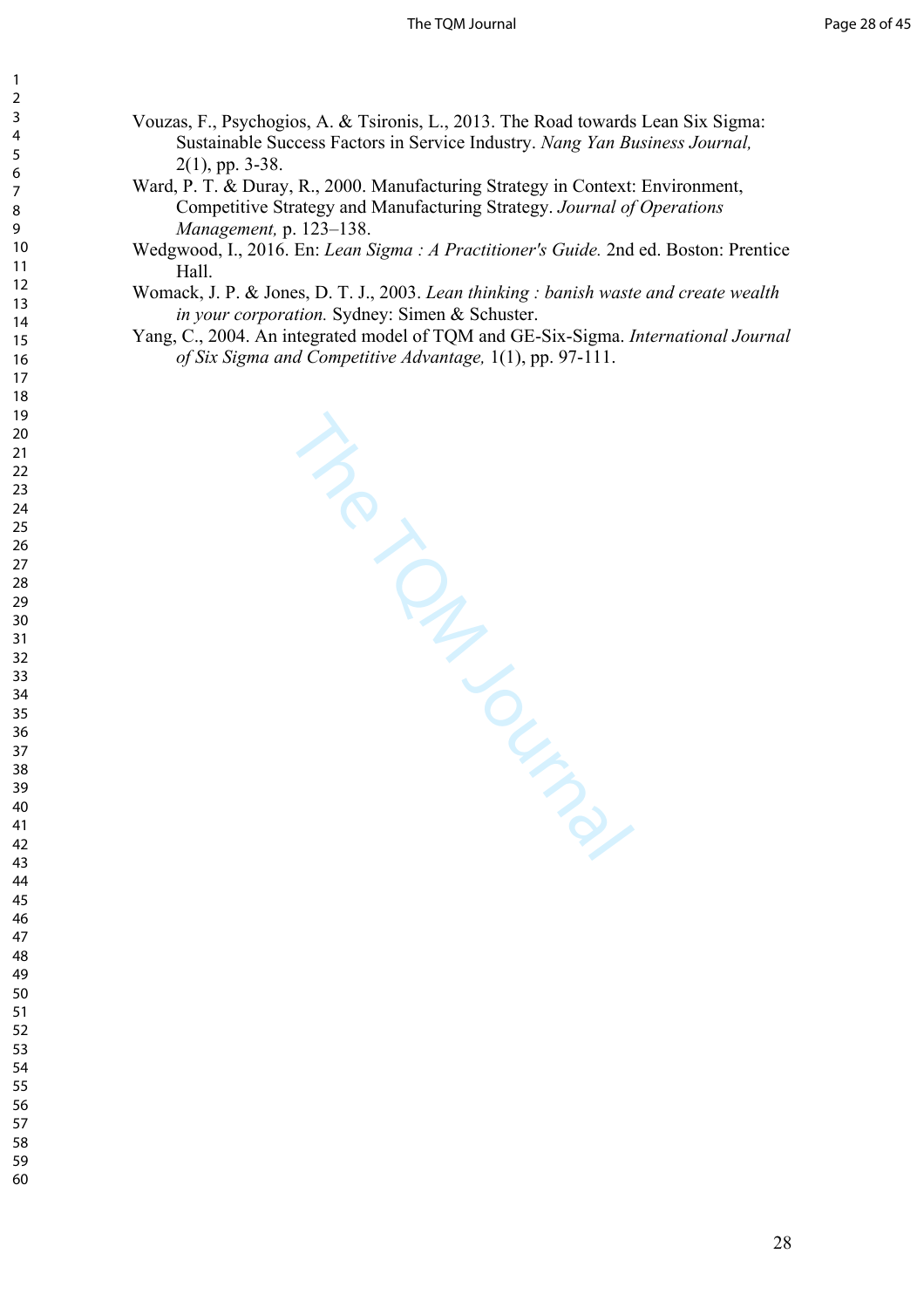Vouzas, F., Psychogios, A. & Tsironis, L., 2013. The Road towards Lean Six Sigma: Sustainable Success Factors in Service Industry. *Nang Yan Business Journal,* 2(1), pp. 3-38.

Ward, P. T. & Duray, R., 2000. Manufacturing Strategy in Context: Environment, Competitive Strategy and Manufacturing Strategy. *Journal of Operations Management,* p. 123–138.

Wedgwood, I., 2016. En: *Lean Sigma : A Practitioner's Guide.* 2nd ed. Boston: Prentice Hall.

Womack, J. P. & Jones, D. T. J., 2003. *Lean thinking : banish waste and create wealth in your corporation.* Sydney: Simen & Schuster.

Yang, C., 2004. An integrated model of TQM and GE-Six-Sigma. *International Journal of Six Sigma and Competitive Advantage,* 1(1), pp. 97-111.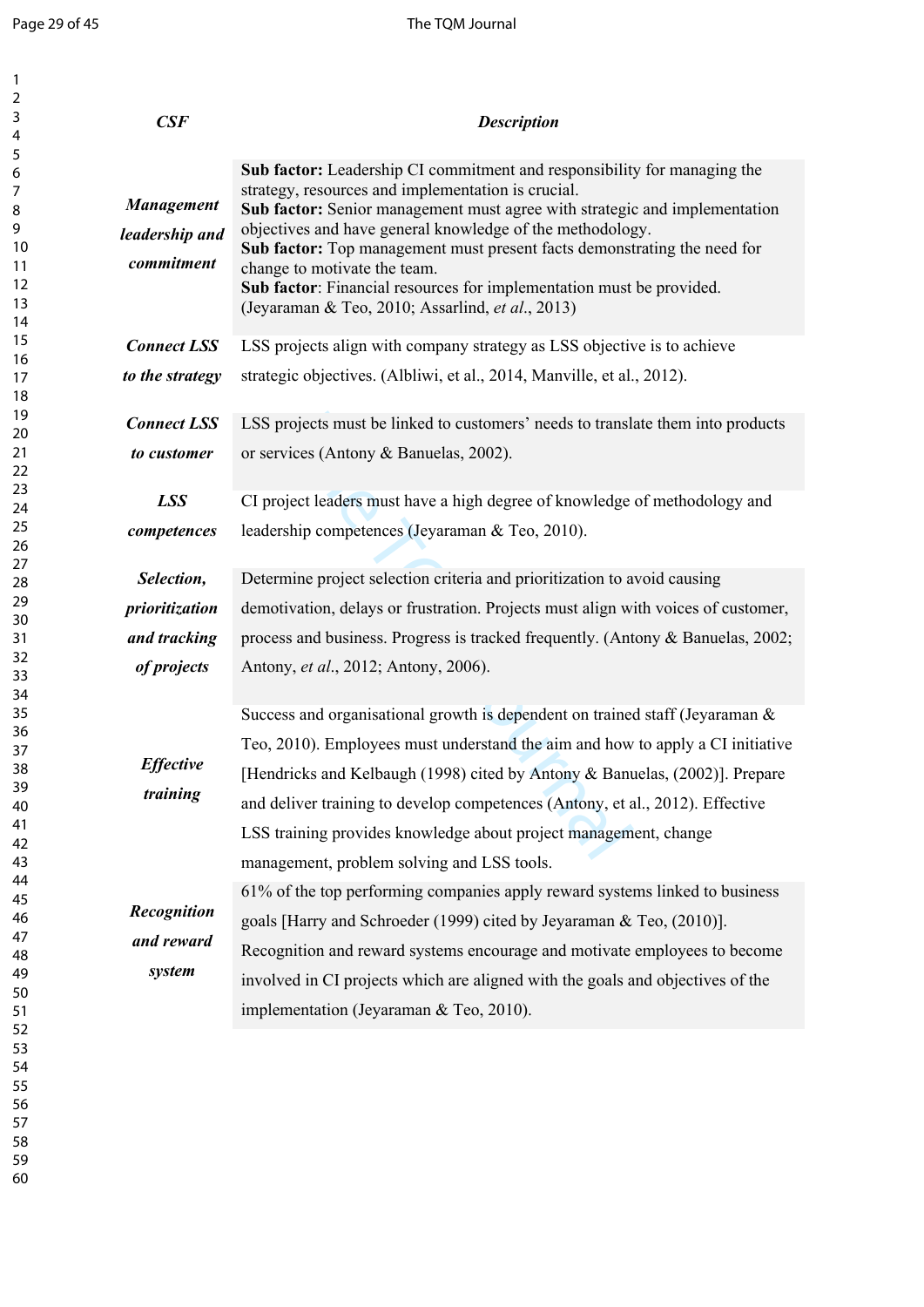| *CSF* | *Description* |
|---|---|
| ***Management leadership and commitment*** | **Sub factor:** Leadership CI commitment and responsibility for managing the strategy, resources and implementation is crucial. **Sub factor:** Senior management must agree with strategic and implementation objectives and have general knowledge of the methodology. **Sub factor:** Top management must present facts demonstrating the need for change to motivate the team. **Sub factor**: Financial resources for implementation must be provided. (Jeyaraman & Teo, 2010; Assarlind, *et al*., 2013) |
| ***Connect LSS to the strategy*** | LSS projects align with company strategy as LSS objective is to achieve strategic objectives. (Albliwi, et al., 2014, Manville, et al., 2012). |
| ***Connect LSS to customer*** | LSS projects must be linked to customers' needs to translate them into products or services (Antony & Banuelas, 2002). |
| ***LSS competences*** | CI project leaders must have a high degree of knowledge of methodology and leadership competences (Jeyaraman & Teo, 2010). |
| ***Selection, prioritization and tracking of projects*** | Determine project selection criteria and prioritization to avoid causing demotivation, delays or frustration. Projects must align with voices of customer, process and business. Progress is tracked frequently. (Antony & Banuelas, 2002; Antony, *et al*., 2012; Antony, 2006). |
| ***Effective training*** | Success and organisational growth is dependent on trained staff (Jeyaraman & Teo, 2010). Employees must understand the aim and how to apply a CI initiative [Hendricks and Kelbaugh (1998) cited by Antony & Banuelas, (2002)]. Prepare and deliver training to develop competences (Antony, et al., 2012). Effective LSS training provides knowledge about project management, change management, problem solving and LSS tools. |
| ***Recognition and reward system*** | 61% of the top performing companies apply reward systems linked to business goals [Harry and Schroeder (1999) cited by Jeyaraman & Teo, (2010)]. Recognition and reward systems encourage and motivate employees to become involved in CI projects which are aligned with the goals and objectives of the implementation (Jeyaraman & Teo, 2010). |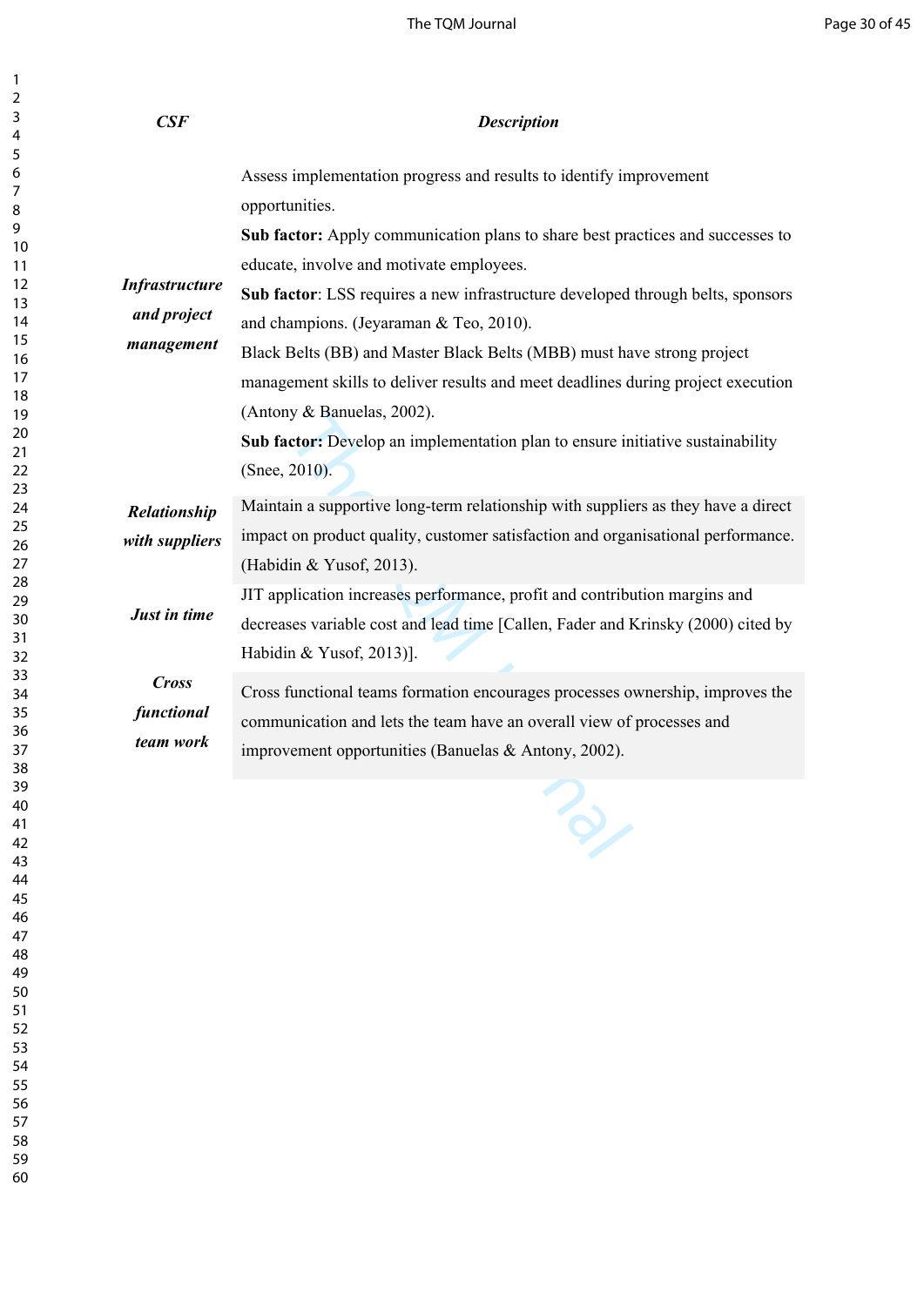| *CSF* | *Description* |
|---|---|
| ***Infrastructure and project management*** | Assess implementation progress and results to identify improvement opportunities.<br>**Sub factor:** Apply communication plans to share best practices and successes to educate, involve and motivate employees.<br>**Sub factor**: LSS requires a new infrastructure developed through belts, sponsors and champions. (Jeyaraman & Teo, 2010).<br>Black Belts (BB) and Master Black Belts (MBB) must have strong project management skills to deliver results and meet deadlines during project execution (Antony & Banuelas, 2002).<br>**Sub factor:** Develop an implementation plan to ensure initiative sustainability (Snee, 2010). |
| ***Relationship with suppliers*** | Maintain a supportive long-term relationship with suppliers as they have a direct impact on product quality, customer satisfaction and organisational performance. (Habidin & Yusof, 2013). |
| ***Just in time*** | JIT application increases performance, profit and contribution margins and decreases variable cost and lead time [Callen, Fader and Krinsky (2000) cited by Habidin & Yusof, 2013)]. |
| ***Cross functional team work*** | Cross functional teams formation encourages processes ownership, improves the communication and lets the team have an overall view of processes and improvement opportunities (Banuelas & Antony, 2002). |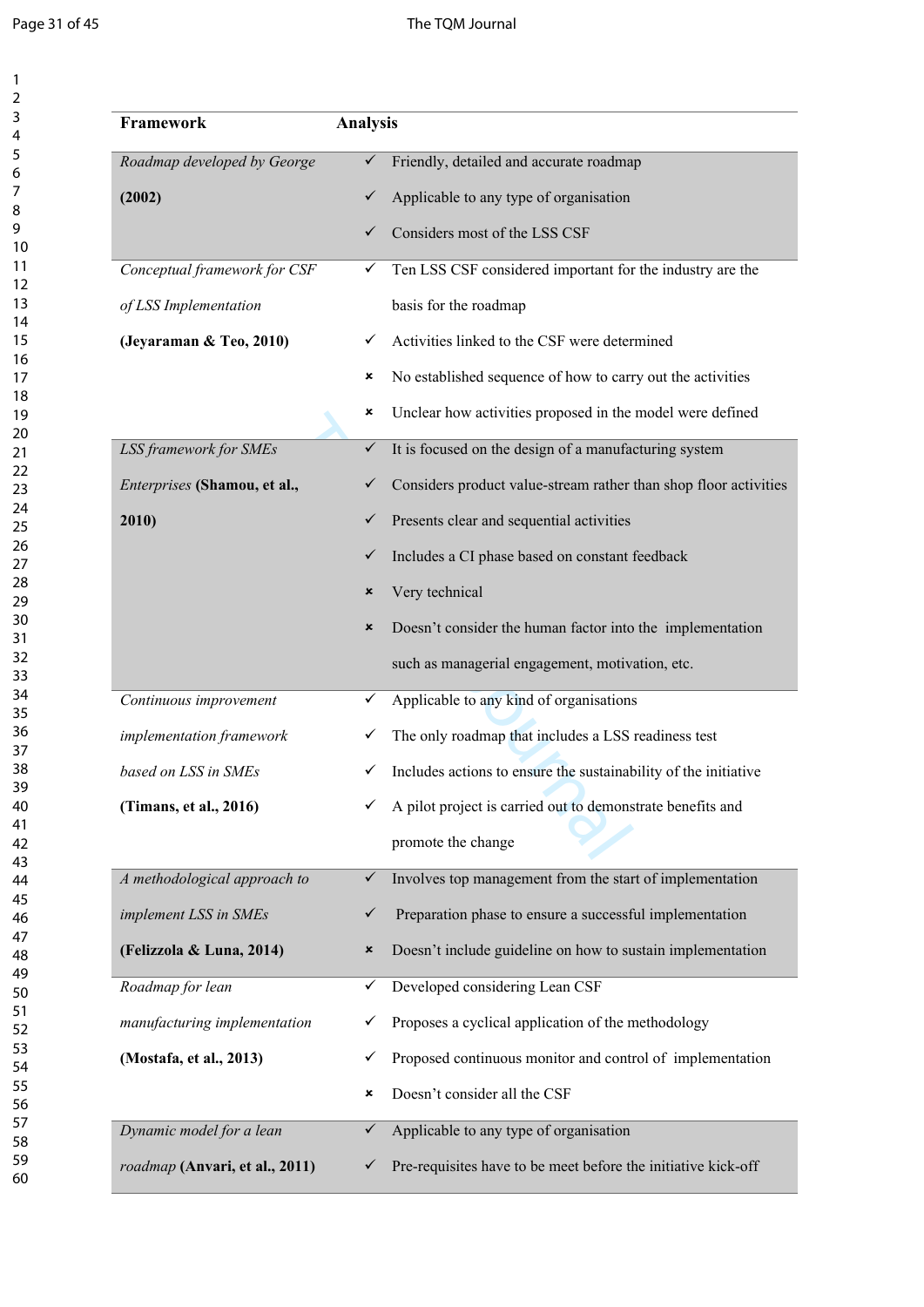| Framework | Analysis |
|---|---|
| *Roadmap developed by George* **(2002)** | ✓ Friendly, detailed and accurate roadmap<br>✓ Applicable to any type of organisation<br>✓ Considers most of the LSS CSF |
| *Conceptual framework for CSF of LSS Implementation* **(Jeyaraman & Teo, 2010)** | ✓ Ten LSS CSF considered important for the industry are the basis for the roadmap<br>✓ Activities linked to the CSF were determined<br>× No established sequence of how to carry out the activities<br>× Unclear how activities proposed in the model were defined |
| *LSS framework for SMEs Enterprises* **(Shamou, et al., 2010)** | ✓ It is focused on the design of a manufacturing system<br>✓ Considers product value-stream rather than shop floor activities<br>✓ Presents clear and sequential activities<br>✓ Includes a CI phase based on constant feedback<br>× Very technical<br>× Doesn't consider the human factor into the implementation such as managerial engagement, motivation, etc. |
| *Continuous improvement implementation framework based on LSS in SMEs* **(Timans, et al., 2016)** | ✓ Applicable to any kind of organisations<br>✓ The only roadmap that includes a LSS readiness test<br>✓ Includes actions to ensure the sustainability of the initiative<br>✓ A pilot project is carried out to demonstrate benefits and promote the change |
| *A methodological approach to implement LSS in SMEs* **(Felizzola & Luna, 2014)** | ✓ Involves top management from the start of implementation<br>✓ Preparation phase to ensure a successful implementation<br>× Doesn't include guideline on how to sustain implementation |
| *Roadmap for lean manufacturing implementation* **(Mostafa, et al., 2013)** | ✓ Developed considering Lean CSF<br>✓ Proposes a cyclical application of the methodology<br>✓ Proposed continuous monitor and control of implementation<br>× Doesn't consider all the CSF |
| *Dynamic model for a lean roadmap* **(Anvari, et al., 2011)** | ✓ Applicable to any type of organisation<br>✓ Pre-requisites have to be meet before the initiative kick-off |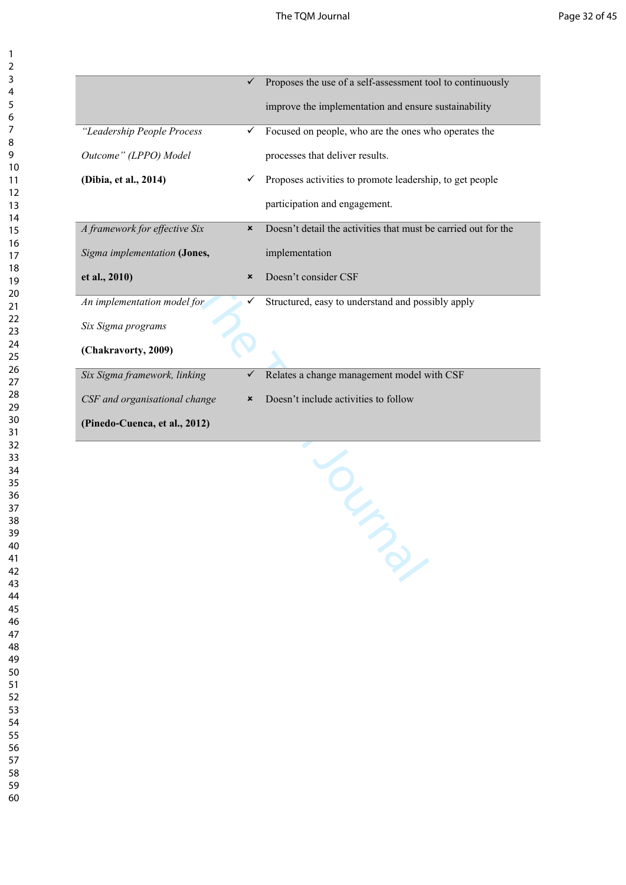| | |
|---|---|
| | ✓ Proposes the use of a self-assessment tool to continuously improve the implementation and ensure sustainability |
| *"Leadership People Process Outcome" (LPPO) Model* **(Dibia, et al., 2014)** | ✓ Focused on people, who are the ones who operates the processes that deliver results.<br>✓ Proposes activities to promote leadership, to get people participation and engagement. |
| *A framework for effective Six Sigma implementation* **(Jones, et al., 2010)** | ✗ Doesn't detail the activities that must be carried out for the implementation<br>✗ Doesn't consider CSF |
| *An implementation model for Six Sigma programs* **(Chakravorty, 2009)** | ✓ Structured, easy to understand and possibly apply |
| *Six Sigma framework, linking CSF and organisational change* **(Pinedo-Cuenca, et al., 2012)** | ✓ Relates a change management model with CSF<br>✗ Doesn't include activities to follow |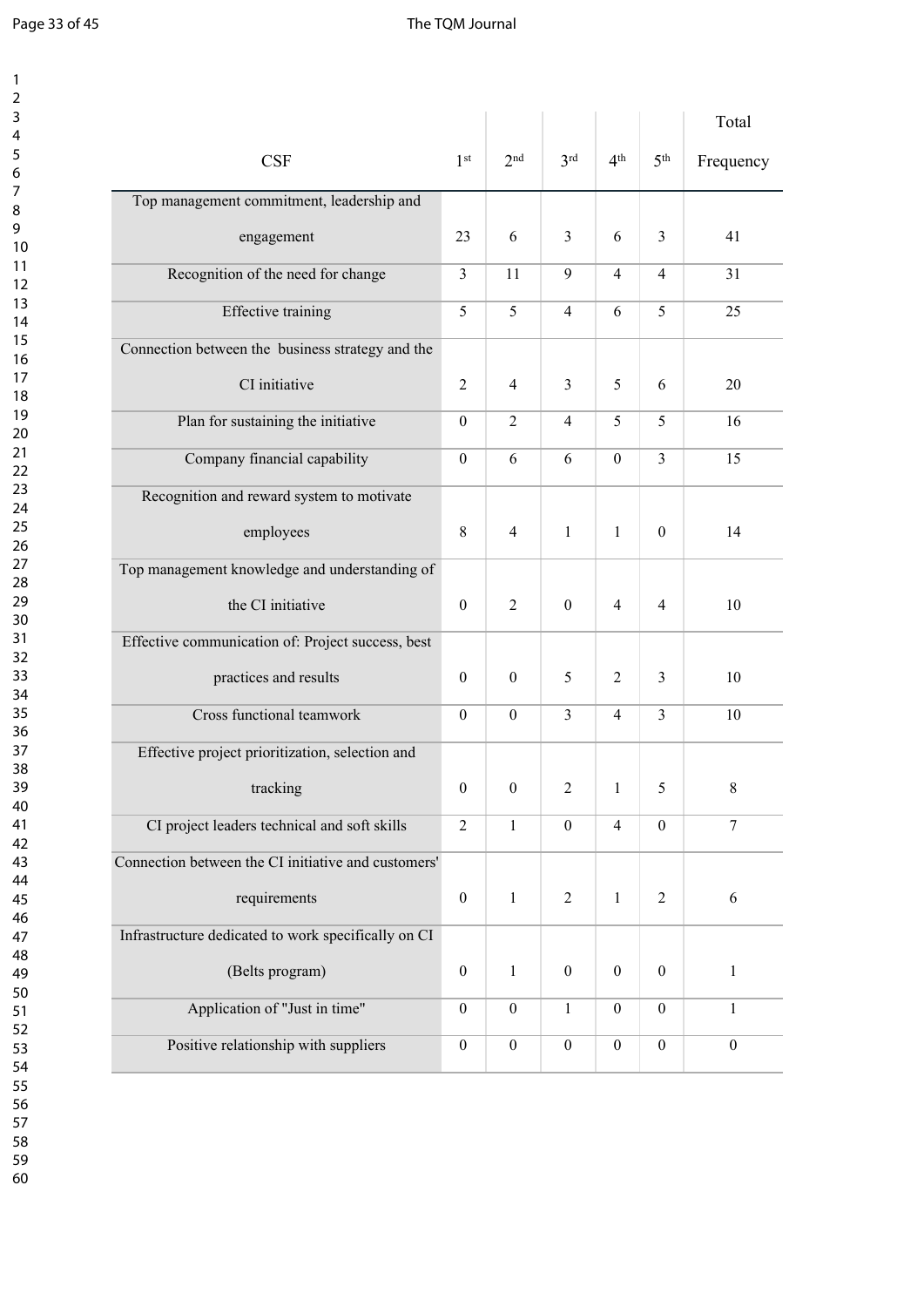| CSF | $1^{st}$ | $2^{nd}$ | $3^{rd}$ | $4^{th}$ | $5^{th}$ | Total Frequency |
|---|---|---|---|---|---|---|
| Top management commitment, leadership and engagement | 23 | 6 | 3 | 6 | 3 | 41 |
| Recognition of the need for change | 3 | 11 | 9 | 4 | 4 | 31 |
| Effective training | 5 | 5 | 4 | 6 | 5 | 25 |
| Connection between the business strategy and the CI initiative | 2 | 4 | 3 | 5 | 6 | 20 |
| Plan for sustaining the initiative | 0 | 2 | 4 | 5 | 5 | 16 |
| Company financial capability | 0 | 6 | 6 | 0 | 3 | 15 |
| Recognition and reward system to motivate employees | 8 | 4 | 1 | 1 | 0 | 14 |
| Top management knowledge and understanding of the CI initiative | 0 | 2 | 0 | 4 | 4 | 10 |
| Effective communication of: Project success, best practices and results | 0 | 0 | 5 | 2 | 3 | 10 |
| Cross functional teamwork | 0 | 0 | 3 | 4 | 3 | 10 |
| Effective project prioritization, selection and tracking | 0 | 0 | 2 | 1 | 5 | 8 |
| CI project leaders technical and soft skills | 2 | 1 | 0 | 4 | 0 | 7 |
| Connection between the CI initiative and customers' requirements | 0 | 1 | 2 | 1 | 2 | 6 |
| Infrastructure dedicated to work specifically on CI (Belts program) | 0 | 1 | 0 | 0 | 0 | 1 |
| Application of "Just in time" | 0 | 0 | 1 | 0 | 0 | 1 |
| Positive relationship with suppliers | 0 | 0 | 0 | 0 | 0 | 0 |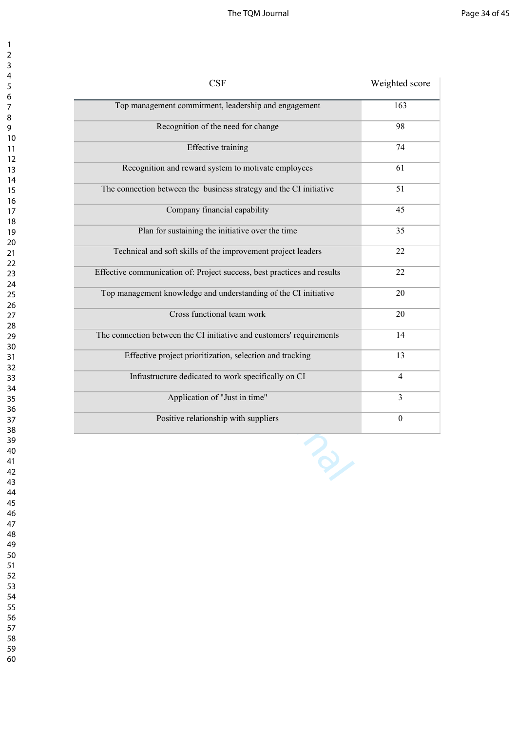| CSF | Weighted score |
|---|---|
| Top management commitment, leadership and engagement | 163 |
| Recognition of the need for change | 98 |
| Effective training | 74 |
| Recognition and reward system to motivate employees | 61 |
| The connection between the business strategy and the CI initiative | 51 |
| Company financial capability | 45 |
| Plan for sustaining the initiative over the time | 35 |
| Technical and soft skills of the improvement project leaders | 22 |
| Effective communication of: Project success, best practices and results | 22 |
| Top management knowledge and understanding of the CI initiative | 20 |
| Cross functional team work | 20 |
| The connection between the CI initiative and customers' requirements | 14 |
| Effective project prioritization, selection and tracking | 13 |
| Infrastructure dedicated to work specifically on CI | 4 |
| Application of "Just in time" | 3 |
| Positive relationship with suppliers | 0 |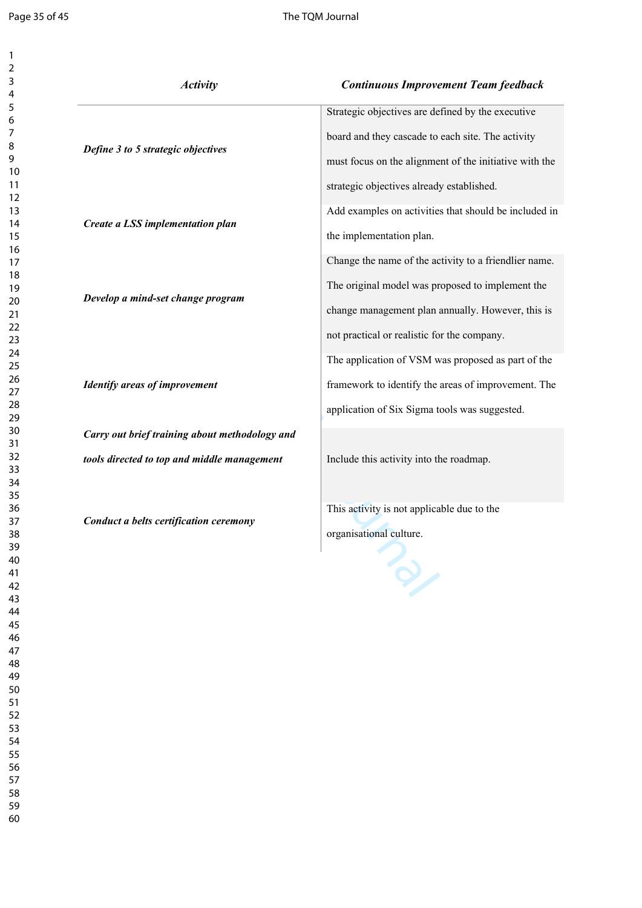| *Activity* | *Continuous Improvement Team feedback* |
|---|---|
| ***Define 3 to 5 strategic objectives*** | Strategic objectives are defined by the executive board and they cascade to each site. The activity must focus on the alignment of the initiative with the strategic objectives already established. |
| ***Create a LSS implementation plan*** | Add examples on activities that should be included in the implementation plan. |
| ***Develop a mind-set change program*** | Change the name of the activity to a friendlier name. The original model was proposed to implement the change management plan annually. However, this is not practical or realistic for the company. |
| ***Identify areas of improvement*** | The application of VSM was proposed as part of the framework to identify the areas of improvement. The application of Six Sigma tools was suggested. |
| ***Carry out brief training about methodology and tools directed to top and middle management*** | Include this activity into the roadmap. |
| ***Conduct a belts certification ceremony*** | This activity is not applicable due to the organisational culture. |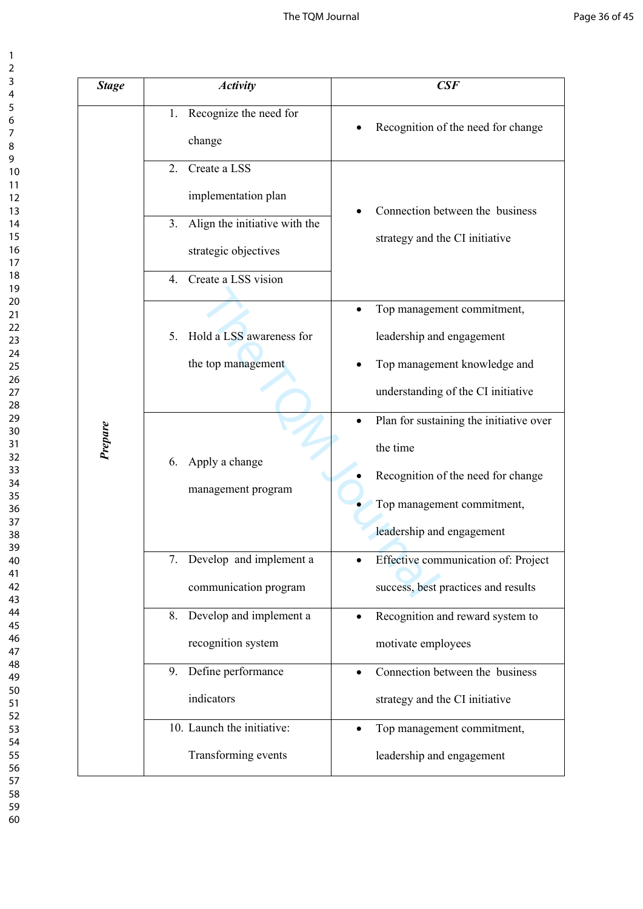| ***Stage*** | ***Activity*** | ***CSF*** |
|---|---|---|
| ***Prepare*** | 1. Recognize the need for change | • Recognition of the need for change |
| | 2. Create a LSS implementation plan | • Connection between the business strategy and the CI initiative |
| | 3. Align the initiative with the strategic objectives | |
| | 4. Create a LSS vision | |
| | 5. Hold a LSS awareness for the top management | • Top management commitment, leadership and engagement<br>• Top management knowledge and understanding of the CI initiative |
| | 6. Apply a change management program | • Plan for sustaining the initiative over the time<br>• Recognition of the need for change<br>• Top management commitment, leadership and engagement |
| | 7. Develop and implement a communication program | • Effective communication of: Project success, best practices and results |
| | 8. Develop and implement a recognition system | • Recognition and reward system to motivate employees |
| | 9. Define performance indicators | • Connection between the business strategy and the CI initiative |
| | 10. Launch the initiative: Transforming events | • Top management commitment, leadership and engagement |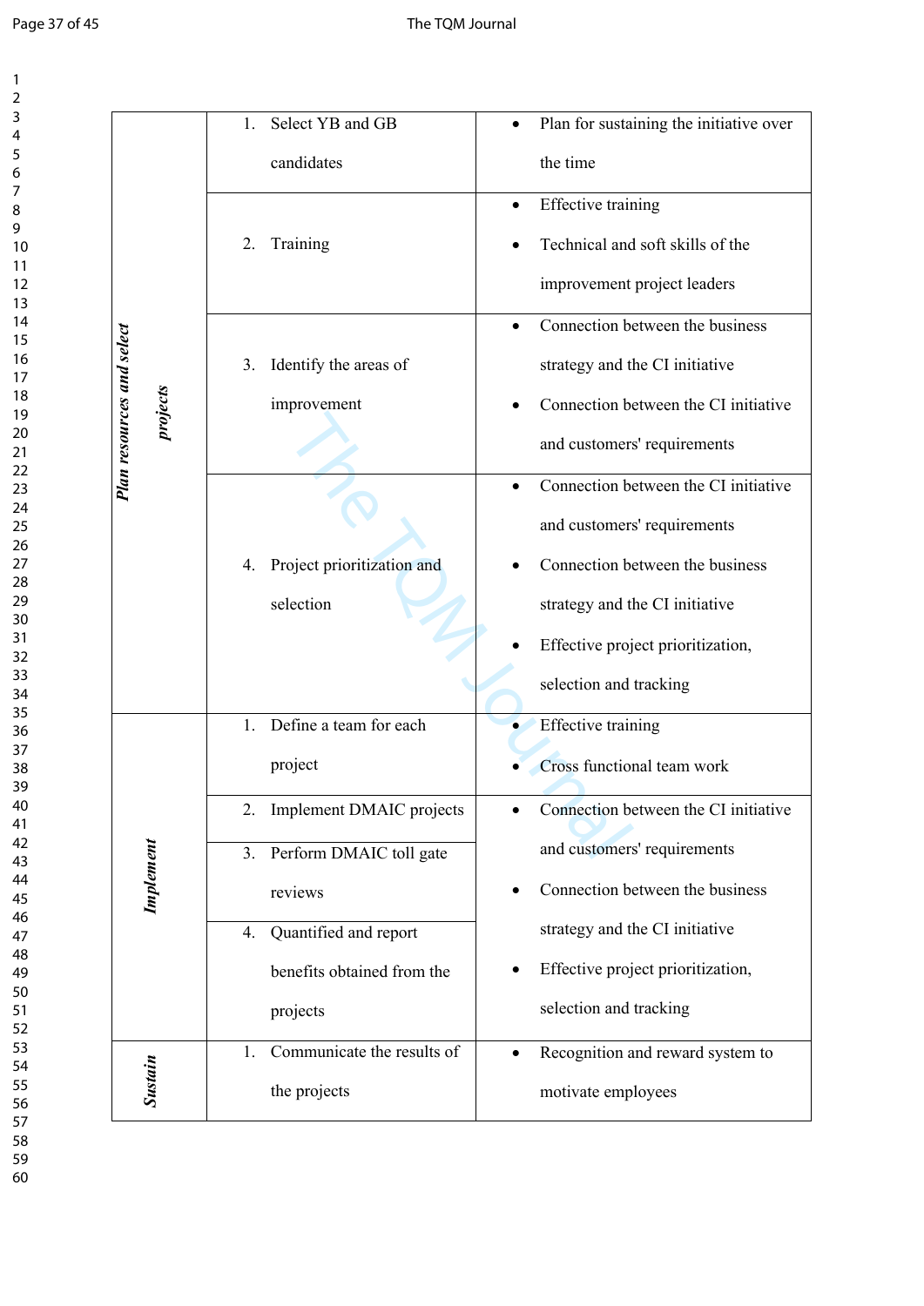| | | |
|---|---|---|
| *Plan resources and select projects* | 1. Select YB and GB candidates | • Plan for sustaining the initiative over the time |
| | 2. Training | • Effective training<br>• Technical and soft skills of the improvement project leaders |
| | 3. Identify the areas of improvement | • Connection between the business strategy and the CI initiative<br>• Connection between the CI initiative and customers' requirements |
| | 4. Project prioritization and selection | • Connection between the CI initiative and customers' requirements<br>• Connection between the business strategy and the CI initiative<br>• Effective project prioritization, selection and tracking |
| *Implement* | 1. Define a team for each project | • Effective training<br>• Cross functional team work |
| | 2. Implement DMAIC projects<br>3. Perform DMAIC toll gate reviews<br>4. Quantified and report benefits obtained from the projects | • Connection between the CI initiative and customers' requirements<br>• Connection between the business strategy and the CI initiative<br>• Effective project prioritization, selection and tracking |
| *Sustain* | 1. Communicate the results of the projects | • Recognition and reward system to motivate employees |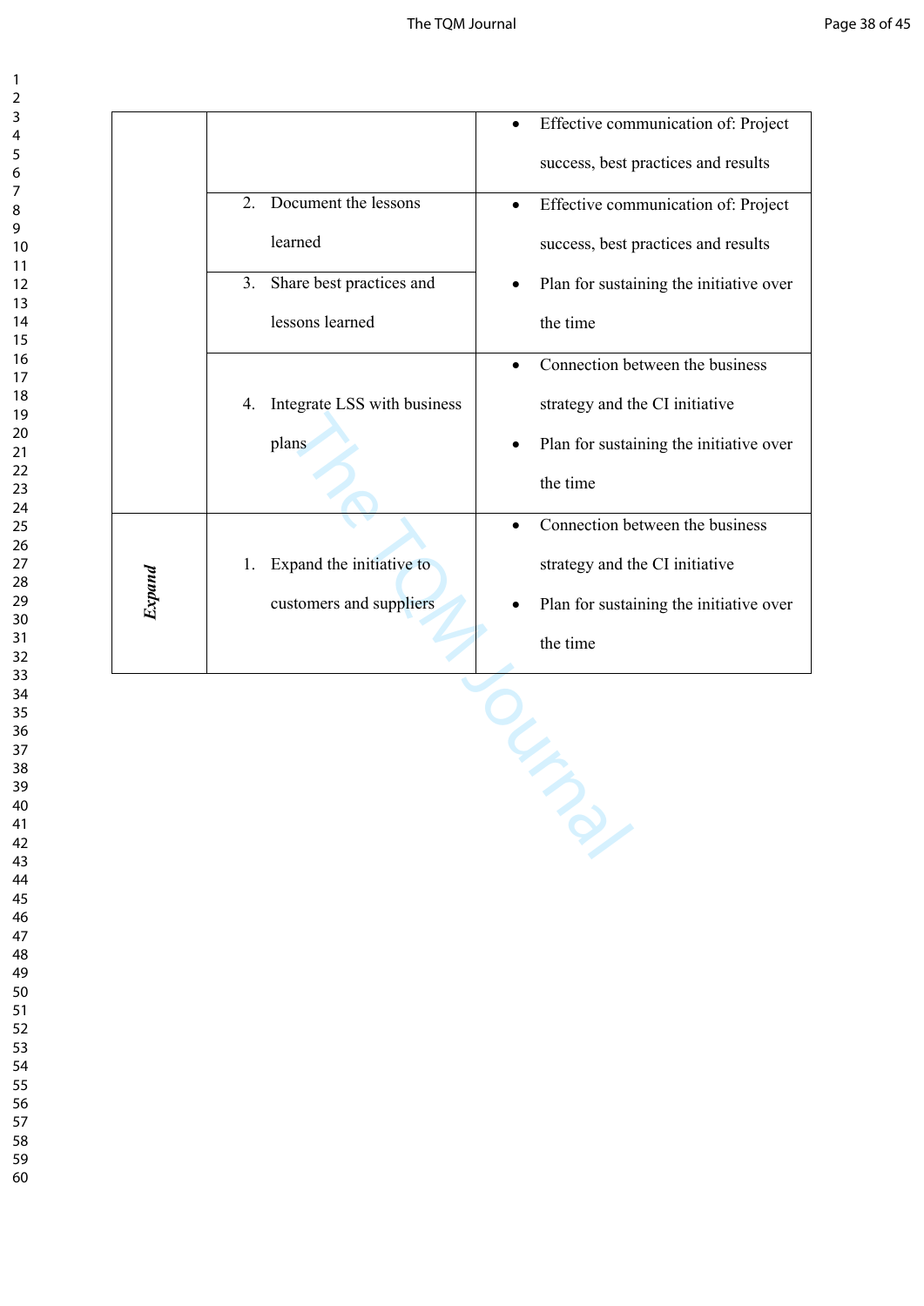| | | |
|---|---|---|
| | | • Effective communication of: Project success, best practices and results |
| | 2. Document the lessons learned | • Effective communication of: Project success, best practices and results<br>• Plan for sustaining the initiative over the time |
| | 3. Share best practices and lessons learned | |
| | 4. Integrate LSS with business plans | • Connection between the business strategy and the CI initiative<br>• Plan for sustaining the initiative over the time |
| ***Expand*** | 1. Expand the initiative to customers and suppliers | • Connection between the business strategy and the CI initiative<br>• Plan for sustaining the initiative over the time |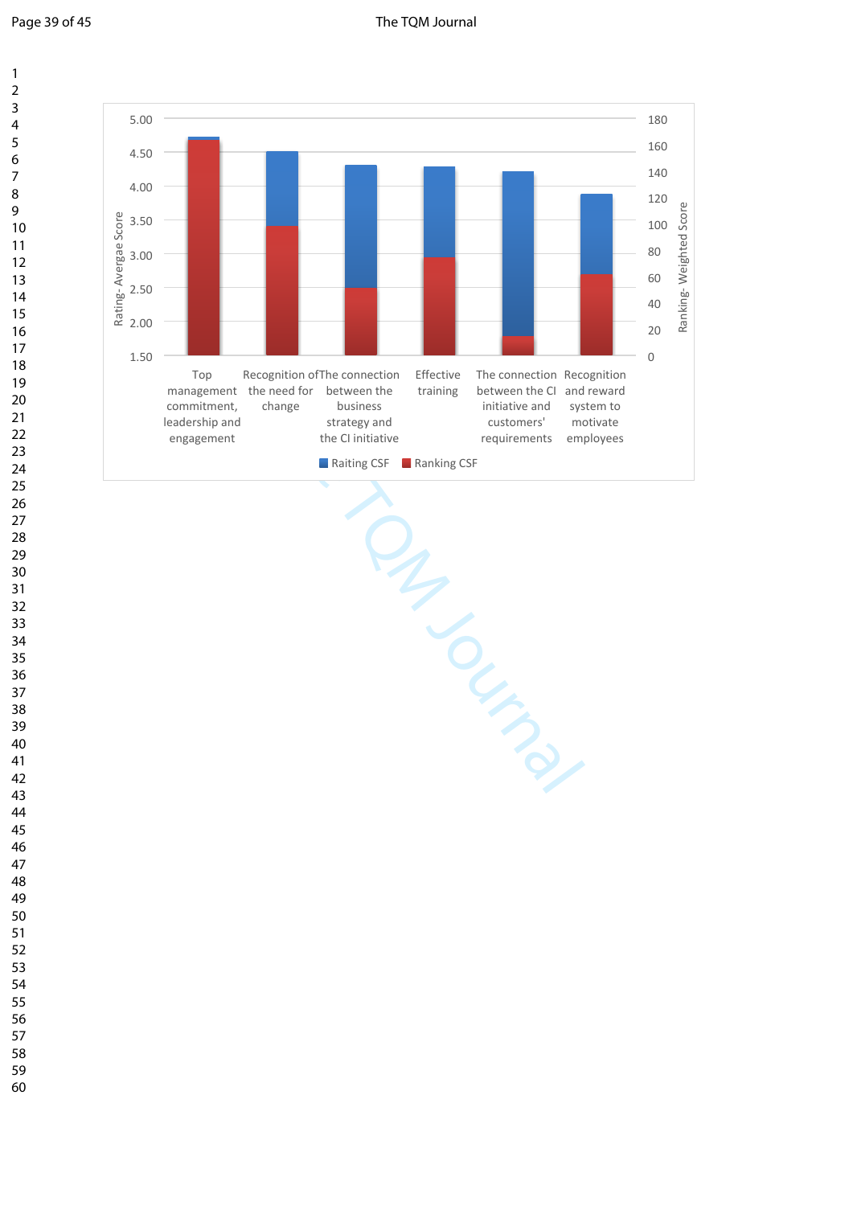5.00
4.50
4.00
3.50
3.00
2.50
2.00
1.50

Rating- Avergae Score

180
160
140
120
100
80
60
40
20
0

Ranking- Weighted Score

Top management commitment, leadership and engagement

Recognition of the need for change

The connection between the business strategy and the CI initiative

Effective training

The connection between the CI initiative and customers' requirements

Recognition and reward system to motivate employees

Raiting CSF

Ranking CSF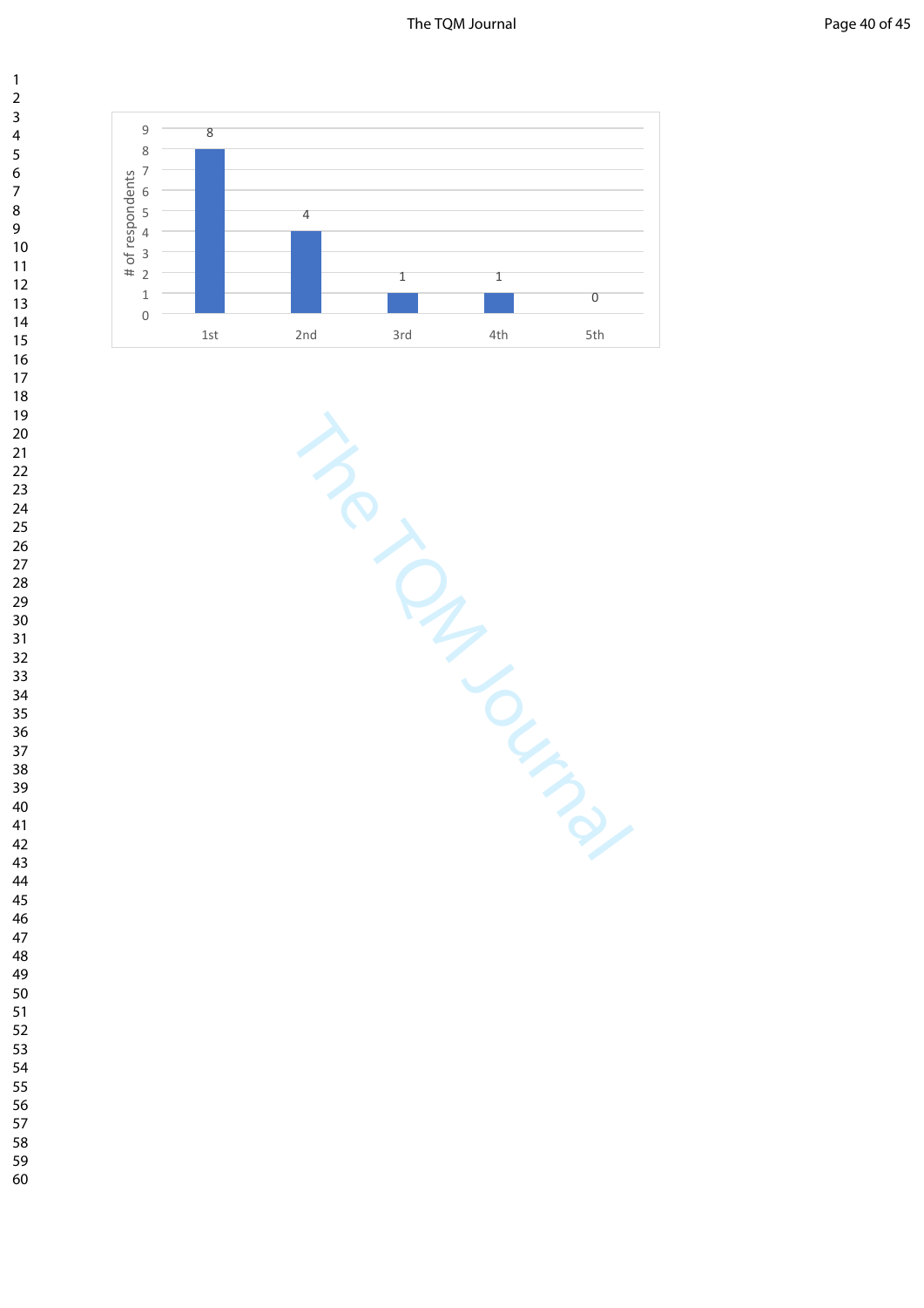9
8
7
6
5
4
3
2
1
0

# of respondents

8
4
1
1
0

1st
2nd
3rd
4th
5th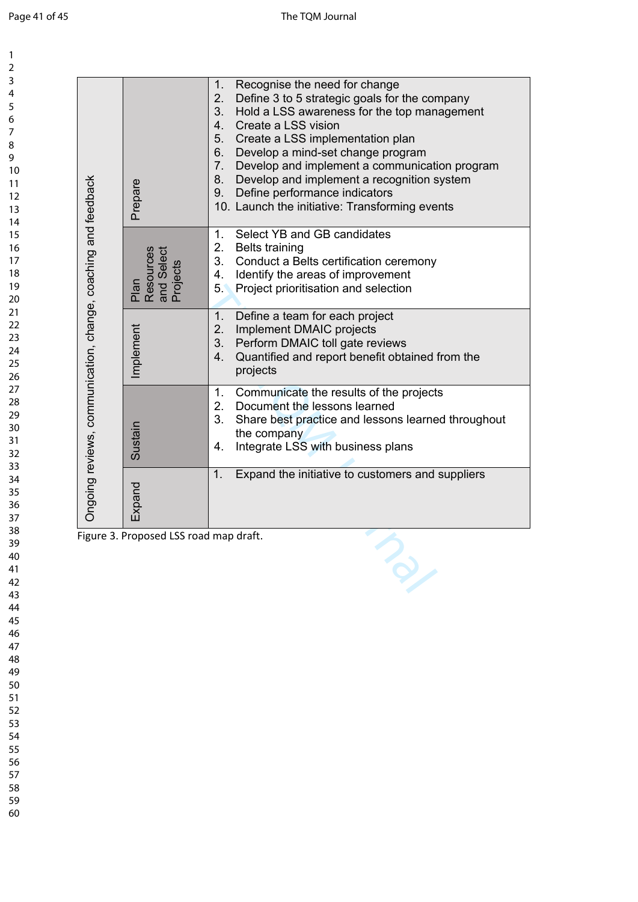| | | |
|---|---|---|
| Ongoing reviews, communication, change, coaching and feedback | Prepare | 1. Recognise the need for change<br>2. Define 3 to 5 strategic goals for the company<br>3. Hold a LSS awareness for the top management<br>4. Create a LSS vision<br>5. Create a LSS implementation plan<br>6. Develop a mind-set change program<br>7. Develop and implement a communication program<br>8. Develop and implement a recognition system<br>9. Define performance indicators<br>10. Launch the initiative: Transforming events |
| | Plan Resources and Select Projects | 1. Select YB and GB candidates<br>2. Belts training<br>3. Conduct a Belts certification ceremony<br>4. Identify the areas of improvement<br>5. Project prioritisation and selection |
| | Implement | 1. Define a team for each project<br>2. Implement DMAIC projects<br>3. Perform DMAIC toll gate reviews<br>4. Quantified and report benefit obtained from the projects |
| | Sustain | 1. Communicate the results of the projects<br>2. Document the lessons learned<br>3. Share best practice and lessons learned throughout the company<br>4. Integrate LSS with business plans |
| | Expand | 1. Expand the initiative to customers and suppliers |

Figure 3. Proposed LSS road map draft.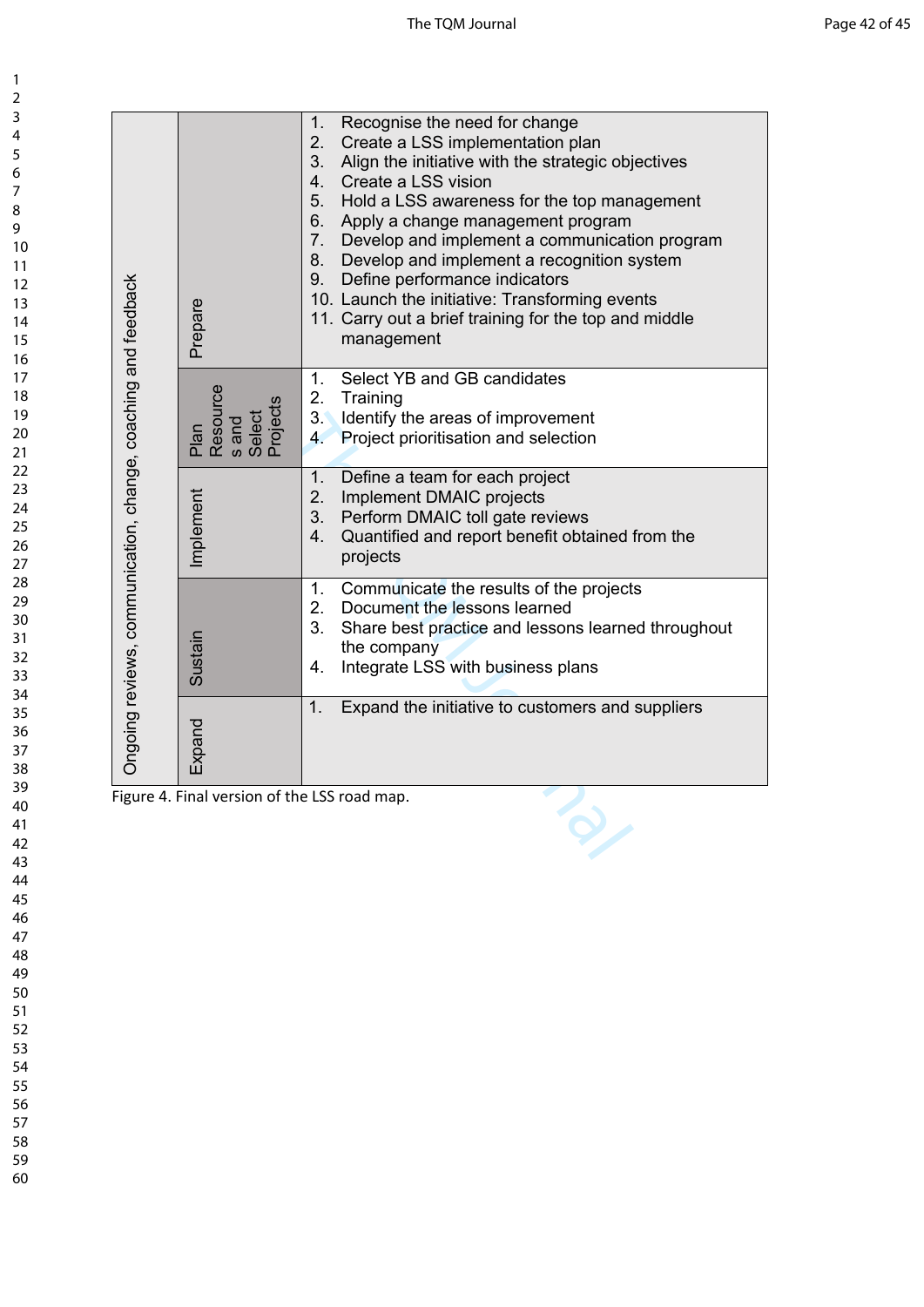| | | |
|---|---|---|
| Ongoing reviews, communication, change, coaching and feedback | Prepare | 1. Recognise the need for change<br>2. Create a LSS implementation plan<br>3. Align the initiative with the strategic objectives<br>4. Create a LSS vision<br>5. Hold a LSS awareness for the top management<br>6. Apply a change management program<br>7. Develop and implement a communication program<br>8. Develop and implement a recognition system<br>9. Define performance indicators<br>10. Launch the initiative: Transforming events<br>11. Carry out a brief training for the top and middle management |
| | Plan Resources and Select Projects | 1. Select YB and GB candidates<br>2. Training<br>3. Identify the areas of improvement<br>4. Project prioritisation and selection |
| | Implement | 1. Define a team for each project<br>2. Implement DMAIC projects<br>3. Perform DMAIC toll gate reviews<br>4. Quantified and report benefit obtained from the projects |
| | Sustain | 1. Communicate the results of the projects<br>2. Document the lessons learned<br>3. Share best practice and lessons learned throughout the company<br>4. Integrate LSS with business plans |
| | Expand | 1. Expand the initiative to customers and suppliers |

Figure 4. Final version of the LSS road map.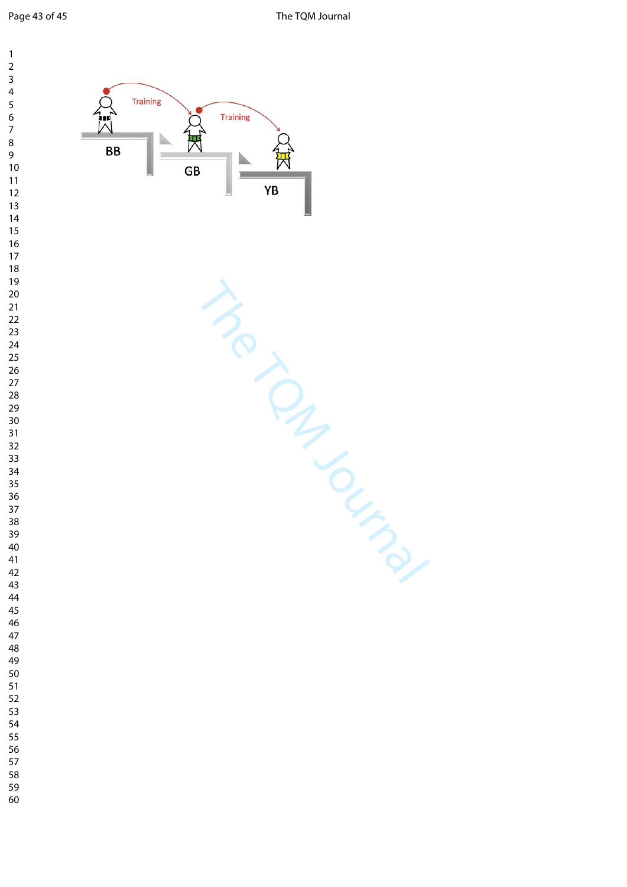Training

Training

BB

GB

YB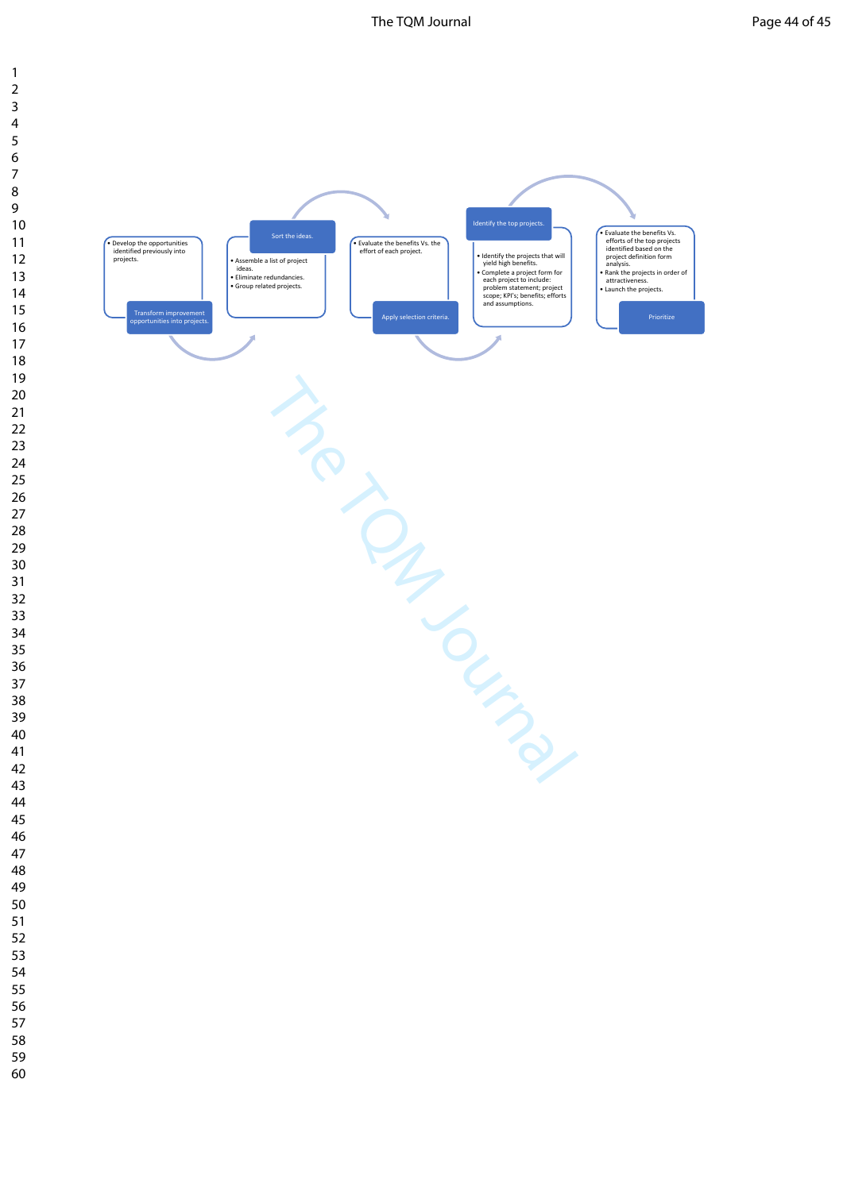Transform improvement opportunities into projects.

- Develop the opportunities identified previously into projects.

Sort the ideas.

- Assemble a list of project ideas.
- Eliminate redundancies.
- Group related projects.

Apply selection criteria.

- Evaluate the benefits Vs. the effort of each project.

Identify the top projects.

- Identify the projects that will yield high benefits.
- Complete a project form for each project to include: problem statement; project scope; KPI's; benefits; efforts and assumptions.

Prioritize

- Evaluate the benefits Vs. efforts of the top projects identified based on the project definition form analysis.
- Rank the projects in order of attractiveness.
- Launch the projects.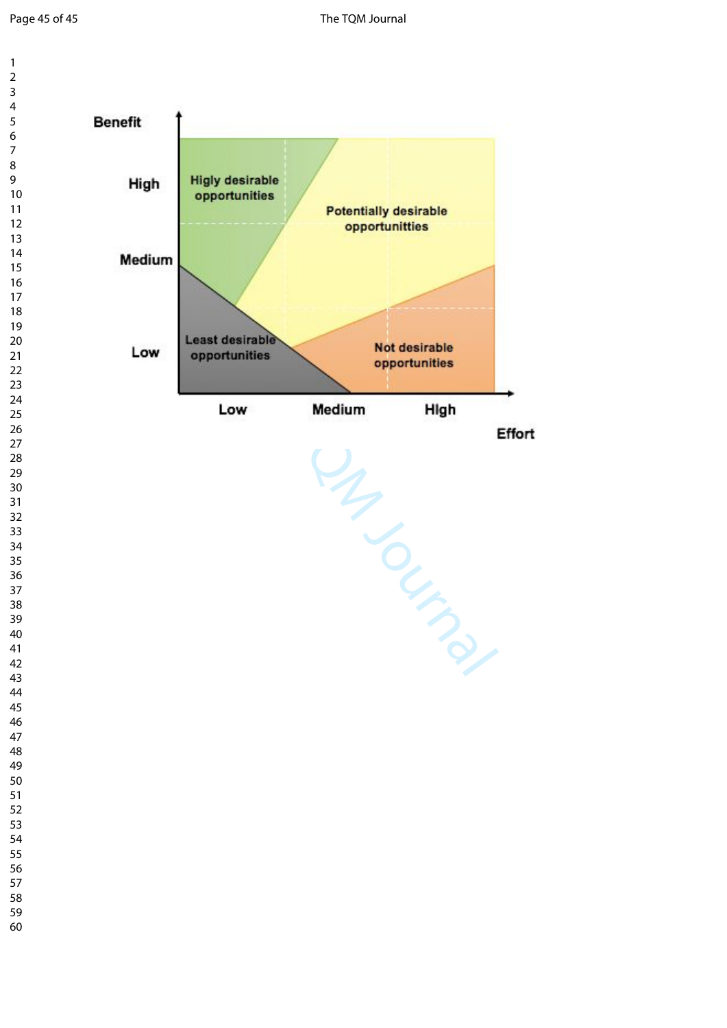Benefit

High

Medium

Low

Higly desirable opportunities

Potentially desirable opportunitties

Least desirable opportunities

Not desirable opportunities

Low

Medium

HIgh

Effort